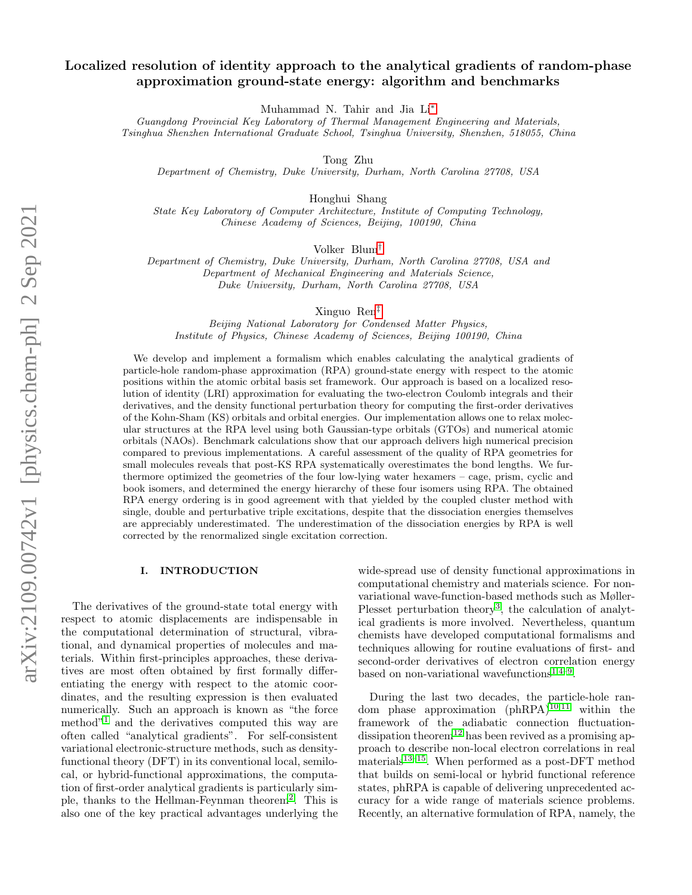# Localized resolution of identity approach to the analytical gradients of random-phase approximation ground-state energy: algorithm and benchmarks

Muhammad N. Tahir and Jia Li[*]

*Guangdong Provincial Key Laboratory of Thermal Management Engineering and Materials, Tsinghua Shenzhen International Graduate School, Tsinghua University, Shenzhen, 518055, China*

Tong Zhu

*Department of Chemistry, Duke University, Durham, North Carolina 27708, USA*

Honghui Shang

*State Key Laboratory of Computer Architecture, Institute of Computing Technology, Chinese Academy of Sciences, Beijing, 100190, China*

Volker Blum[†]

*Department of Chemistry, Duke University, Durham, North Carolina 27708, USA and Department of Mechanical Engineering and Materials Science, Duke University, Durham, North Carolina 27708, USA*

Xinguo Ren[‡]

*Beijing National Laboratory for Condensed Matter Physics, Institute of Physics, Chinese Academy of Sciences, Beijing 100190, China*

We develop and implement a formalism which enables calculating the analytical gradients of particle-hole random-phase approximation (RPA) ground-state energy with respect to the atomic positions within the atomic orbital basis set framework. Our approach is based on a localized resolution of identity (LRI) approximation for evaluating the two-electron Coulomb integrals and their derivatives, and the density functional perturbation theory for computing the first-order derivatives of the Kohn-Sham (KS) orbitals and orbital energies. Our implementation allows one to relax molecular structures at the RPA level using both Gaussian-type orbitals (GTOs) and numerical atomic orbitals (NAOs). Benchmark calculations show that our approach delivers high numerical precision compared to previous implementations. A careful assessment of the quality of RPA geometries for small molecules reveals that post-KS RPA systematically overestimates the bond lengths. We furthermore optimized the geometries of the four low-lying water hexamers – cage, prism, cyclic and book isomers, and determined the energy hierarchy of these four isomers using RPA. The obtained RPA energy ordering is in good agreement with that yielded by the coupled cluster method with single, double and perturbative triple excitations, despite that the dissociation energies themselves are appreciably underestimated. The underestimation of the dissociation energies by RPA is well corrected by the renormalized single excitation correction.

## I. INTRODUCTION

The derivatives of the ground-state total energy with respect to atomic displacements are indispensable in the computational determination of structural, vibrational, and dynamical properties of molecules and materials. Within first-principles approaches, these derivatives are most often obtained by first formally differentiating the energy with respect to the atomic coordinates, and the resulting expression is then evaluated numerically. Such an approach is known as "the force method"[1] and the derivatives computed this way are often called "analytical gradients". For self-consistent variational electronic-structure methods, such as density-functional theory (DFT) in its conventional local, semilocal, or hybrid-functional approximations, the computation of first-order analytical gradients is particularly simple, thanks to the Hellman-Feynman theorem[2]. This is also one of the key practical advantages underlying the wide-spread use of density functional approximations in computational chemistry and materials science. For non-variational wave-function-based methods such as Møller-Plesset perturbation theory[3], the calculation of analytical gradients is more involved. Nevertheless, quantum chemists have developed computational formalisms and techniques allowing for routine evaluations of first- and second-order derivatives of electron correlation energy based on non-variational wavefunctions[1,4–9].

During the last two decades, the particle-hole random phase approximation (phRPA)[10,11] within the framework of the adiabatic connection fluctuation-dissipation theorem[12] has been revived as a promising approach to describe non-local electron correlations in real materials[13–15]. When performed as a post-DFT method that builds on semi-local or hybrid functional reference states, phRPA is capable of delivering unprecedented accuracy for a wide range of materials science problems. Recently, an alternative formulation of RPA, namely, the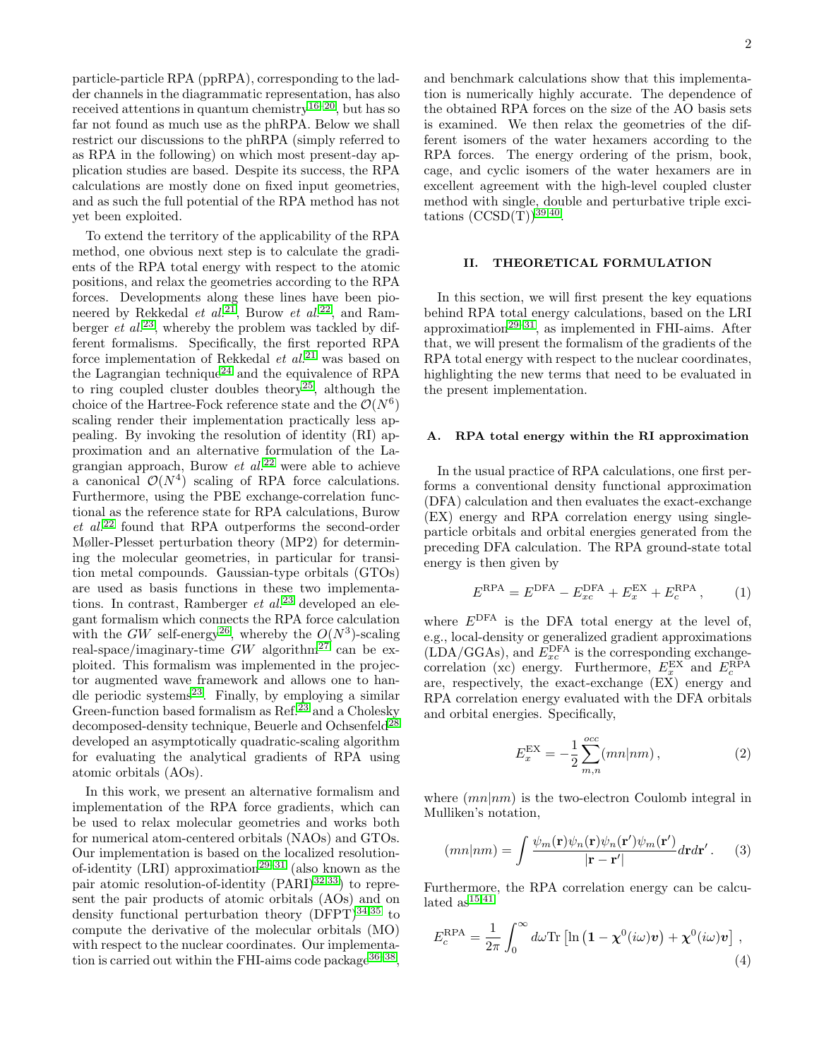particle-particle RPA (ppRPA), corresponding to the ladder channels in the diagrammatic representation, has also received attentions in quantum chemistry[16–20], but has so far not found as much use as the phRPA. Below we shall restrict our discussions to the phRPA (simply referred to as RPA in the following) on which most present-day application studies are based. Despite its success, the RPA calculations are mostly done on fixed input geometries, and as such the full potential of the RPA method has not yet been exploited.

To extend the territory of the applicability of the RPA method, one obvious next step is to calculate the gradients of the RPA total energy with respect to the atomic positions, and relax the geometries according to the RPA forces. Developments along these lines have been pioneered by Rekkedal *et al.*[21], Burow *et al.*[22], and Ramberger *et al.*[23], whereby the problem was tackled by different formalisms. Specifically, the first reported RPA force implementation of Rekkedal *et al.*[21] was based on the Lagrangian technique[24] and the equivalence of RPA to ring coupled cluster doubles theory[25], although the choice of the Hartree-Fock reference state and the $\mathcal{O}(N^6)$ scaling render their implementation practically less appealing. By invoking the resolution of identity (RI) approximation and an alternative formulation of the Lagrangian approach, Burow *et al.*[22] were able to achieve a canonical $\mathcal{O}(N^4)$ scaling of RPA force calculations. Furthermore, using the PBE exchange-correlation functional as the reference state for RPA calculations, Burow *et al.*[22] found that RPA outperforms the second-order Møller-Plesset perturbation theory (MP2) for determining the molecular geometries, in particular for transition metal compounds. Gaussian-type orbitals (GTOs) are used as basis functions in these two implementations. In contrast, Ramberger *et al.*[23] developed an elegant formalism which connects the RPA force calculation with the *GW* self-energy[26], whereby the $O(N^3)$-scaling real-space/imaginary-time *GW* algorithm[27] can be exploited. This formalism was implemented in the projector augmented wave framework and allows one to handle periodic systems[23]. Finally, by employing a similar Green-function based formalism as Ref.[23] and a Cholesky decomposed-density technique, Beuerle and Ochsenfeld[28] developed an asymptotically quadratic-scaling algorithm for evaluating the analytical gradients of RPA using atomic orbitals (AOs).

In this work, we present an alternative formalism and implementation of the RPA force gradients, which can be used to relax molecular geometries and works both for numerical atom-centered orbitals (NAOs) and GTOs. Our implementation is based on the localized resolution-of-identity (LRI) approximation[29–31] (also known as the pair atomic resolution-of-identity (PARI)[32,33]) to represent the pair products of atomic orbitals (AOs) and on density functional perturbation theory (DFPT)[34,35] to compute the derivative of the molecular orbitals (MO) with respect to the nuclear coordinates. Our implementation is carried out within the FHI-aims code package[36–38], and benchmark calculations show that this implementation is numerically highly accurate. The dependence of the obtained RPA forces on the size of the AO basis sets is examined. We then relax the geometries of the different isomers of the water hexamers according to the RPA forces. The energy ordering of the prism, book, cage, and cyclic isomers of the water hexamers are in excellent agreement with the high-level coupled cluster method with single, double and perturbative triple excitations (CCSD(T))[39,40].

## II. THEORETICAL FORMULATION

In this section, we will first present the key equations behind RPA total energy calculations, based on the LRI approximation[29–31], as implemented in FHI-aims. After that, we will present the formalism of the gradients of the RPA total energy with respect to the nuclear coordinates, highlighting the new terms that need to be evaluated in the present implementation.

### A. RPA total energy within the RI approximation

In the usual practice of RPA calculations, one first performs a conventional density functional approximation (DFA) calculation and then evaluates the exact-exchange (EX) energy and RPA correlation energy using single-particle orbitals and orbital energies generated from the preceding DFA calculation. The RPA ground-state total energy is then given by

$$E^{\mathrm{RPA}} = E^{\mathrm{DFA}} - E_{xc}^{\mathrm{DFA}} + E_x^{\mathrm{EX}} + E_c^{\mathrm{RPA}}\,, \qquad (1)$$

where $E^{\mathrm{DFA}}$ is the DFA total energy at the level of, e.g., local-density or generalized gradient approximations (LDA/GGAs), and $E_{xc}^{\mathrm{DFA}}$ is the corresponding exchange-correlation (xc) energy. Furthermore, $E_x^{\mathrm{EX}}$ and $E_c^{\mathrm{RPA}}$ are, respectively, the exact-exchange (EX) energy and RPA correlation energy evaluated with the DFA orbitals and orbital energies. Specifically,

$$E_x^{\mathrm{EX}} = -\frac{1}{2}\sum_{m,n}^{occ}(mn|nm)\,, \qquad (2)$$

where $(mn|nm)$ is the two-electron Coulomb integral in Mulliken's notation,

$$(mn|nm) = \int \frac{\psi_m(\mathbf{r})\psi_n(\mathbf{r})\psi_n(\mathbf{r}')\psi_m(\mathbf{r}')}{|\mathbf{r}-\mathbf{r}'|}d\mathbf{r}d\mathbf{r}'\,. \qquad (3)$$

Furthermore, the RPA correlation energy can be calculated as[15,41]

$$E_c^{\mathrm{RPA}} = \frac{1}{2\pi}\int_0^\infty d\omega \mathrm{Tr}\left[\ln\left(\mathbf{1} - \boldsymbol{\chi}^0(i\omega)\boldsymbol{v}\right) + \boldsymbol{\chi}^0(i\omega)\boldsymbol{v}\right]\,, \qquad (4)$$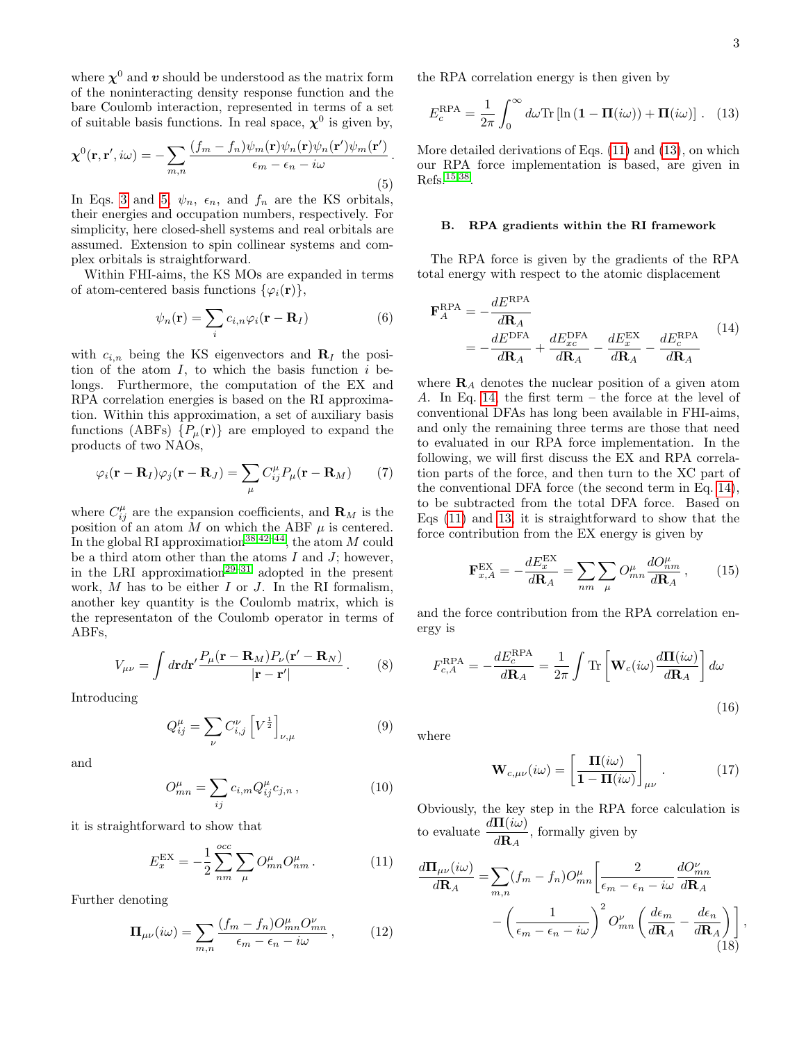where $\chi^0$ and $\boldsymbol{v}$ should be understood as the matrix form of the noninteracting density response function and the bare Coulomb interaction, represented in terms of a set of suitable basis functions. In real space, $\chi^0$ is given by,

$$\chi^0(\mathbf{r},\mathbf{r}',i\omega) = -\sum_{m,n} \frac{(f_m - f_n)\psi_m(\mathbf{r})\psi_n(\mathbf{r})\psi_n(\mathbf{r}')\psi_m(\mathbf{r}')}{\epsilon_m - \epsilon_n - i\omega} . \quad (5)$$

In Eqs. 3 and 5, $\psi_n$, $\epsilon_n$, and $f_n$ are the KS orbitals, their energies and occupation numbers, respectively. For simplicity, here closed-shell systems and real orbitals are assumed. Extension to spin collinear systems and complex orbitals is straightforward.

Within FHI-aims, the KS MOs are expanded in terms of atom-centered basis functions $\{\varphi_i(\mathbf{r})\}$,

$$\psi_n(\mathbf{r}) = \sum_i c_{i,n}\varphi_i(\mathbf{r} - \mathbf{R}_I) \quad (6)$$

with $c_{i,n}$ being the KS eigenvectors and $\mathbf{R}_I$ the position of the atom $I$, to which the basis function $i$ belongs. Furthermore, the computation of the EX and RPA correlation energies is based on the RI approximation. Within this approximation, a set of auxiliary basis functions (ABFs) $\{P_\mu(\mathbf{r})\}$ are employed to expand the products of two NAOs,

$$\varphi_i(\mathbf{r} - \mathbf{R}_I)\varphi_j(\mathbf{r} - \mathbf{R}_J) = \sum_\mu C^\mu_{ij} P_\mu(\mathbf{r} - \mathbf{R}_M) \quad (7)$$

where $C^\mu_{ij}$ are the expansion coefficients, and $\mathbf{R}_M$ is the position of an atom $M$ on which the ABF $\mu$ is centered. In the global RI approximation[38,42–44], the atom $M$ could be a third atom other than the atoms $I$ and $J$; however, in the LRI approximation[29–31] adopted in the present work, $M$ has to be either $I$ or $J$. In the RI formalism, another key quantity is the Coulomb matrix, which is the representaton of the Coulomb operator in terms of ABFs,

$$V_{\mu\nu} = \int d\mathbf{r}d\mathbf{r}' \frac{P_\mu(\mathbf{r} - \mathbf{R}_M)P_\nu(\mathbf{r}' - \mathbf{R}_N)}{|\mathbf{r} - \mathbf{r}'|} . \quad (8)$$

Introducing

$$Q^\mu_{ij} = \sum_\nu C^\nu_{i,j}\left[V^{\frac{1}{2}}\right]_{\nu,\mu} \quad (9)$$

and

$$O^\mu_{mn} = \sum_{ij} c_{i,m}Q^\mu_{ij}c_{j,n} , \quad (10)$$

it is straightforward to show that

$$E^{\rm EX}_x = -\frac{1}{2}\sum_{nm}^{occ}\sum_\mu O^\mu_{mn}O^\mu_{nm} . \quad (11)$$

Further denoting

$$\mathbf{\Pi}_{\mu\nu}(i\omega) = \sum_{m,n}\frac{(f_m - f_n)O^\mu_{mn}O^\nu_{mn}}{\epsilon_m - \epsilon_n - i\omega} , \quad (12)$$

the RPA correlation energy is then given by

$$E^{\rm RPA}_c = \frac{1}{2\pi}\int_0^\infty d\omega {\rm Tr}\left[\ln\left(\mathbf{1} - \mathbf{\Pi}(i\omega)\right) + \mathbf{\Pi}(i\omega)\right] . \quad (13)$$

More detailed derivations of Eqs. (11) and (13), on which our RPA force implementation is based, are given in Refs.[15,38].

### B. RPA gradients within the RI framework

The RPA force is given by the gradients of the RPA total energy with respect to the atomic displacement

$$\begin{aligned}\mathbf{F}^{\rm RPA}_A &= -\frac{dE^{\rm RPA}}{d\mathbf{R}_A} \\ &= -\frac{dE^{\rm DFA}}{d\mathbf{R}_A} + \frac{dE^{\rm DFA}_{xc}}{d\mathbf{R}_A} - \frac{dE^{\rm EX}_x}{d\mathbf{R}_A} - \frac{dE^{\rm RPA}_c}{d\mathbf{R}_A}\end{aligned} \quad (14)$$

where $\mathbf{R}_A$ denotes the nuclear position of a given atom $A$. In Eq. 14, the first term – the force at the level of conventional DFAs has long been available in FHI-aims, and only the remaining three terms are those that need to evaluated in our RPA force implementation. In the following, we will first discuss the EX and RPA correlation parts of the force, and then turn to the XC part of the conventional DFA force (the second term in Eq. 14), to be subtracted from the total DFA force. Based on Eqs (11) and 13, it is straightforward to show that the force contribution from the EX energy is given by

$$\mathbf{F}^{\rm EX}_{x,A} = -\frac{dE^{\rm EX}_x}{d\mathbf{R}_A} = \sum_{nm}\sum_\mu O^\mu_{mn}\frac{dO^\mu_{nm}}{d\mathbf{R}_A} , \quad (15)$$

and the force contribution from the RPA correlation energy is

$$F^{\rm RPA}_{c,A} = -\frac{dE^{\rm RPA}_c}{d\mathbf{R}_A} = \frac{1}{2\pi}\int {\rm Tr}\left[\mathbf{W}_c(i\omega)\frac{d\mathbf{\Pi}(i\omega)}{d\mathbf{R}_A}\right]d\omega \quad (16)$$

where

$$\mathbf{W}_{c,\mu\nu}(i\omega) = \left[\frac{\mathbf{\Pi}(i\omega)}{\mathbf{1} - \mathbf{\Pi}(i\omega)}\right]_{\mu\nu} . \quad (17)$$

Obviously, the key step in the RPA force calculation is to evaluate $\dfrac{d\mathbf{\Pi}(i\omega)}{d\mathbf{R}_A}$, formally given by

$$\begin{aligned}\frac{d\mathbf{\Pi}_{\mu\nu}(i\omega)}{d\mathbf{R}_A} =& \sum_{m,n}(f_m - f_n)O^\mu_{mn}\left[\frac{2}{\epsilon_m - \epsilon_n - i\omega}\frac{dO^\nu_{mn}}{d\mathbf{R}_A}\right. \\ &\left. - \left(\frac{1}{\epsilon_m - \epsilon_n - i\omega}\right)^2 O^\nu_{mn}\left(\frac{d\epsilon_m}{d\mathbf{R}_A} - \frac{d\epsilon_n}{d\mathbf{R}_A}\right)\right] ,\end{aligned} \quad (18)$$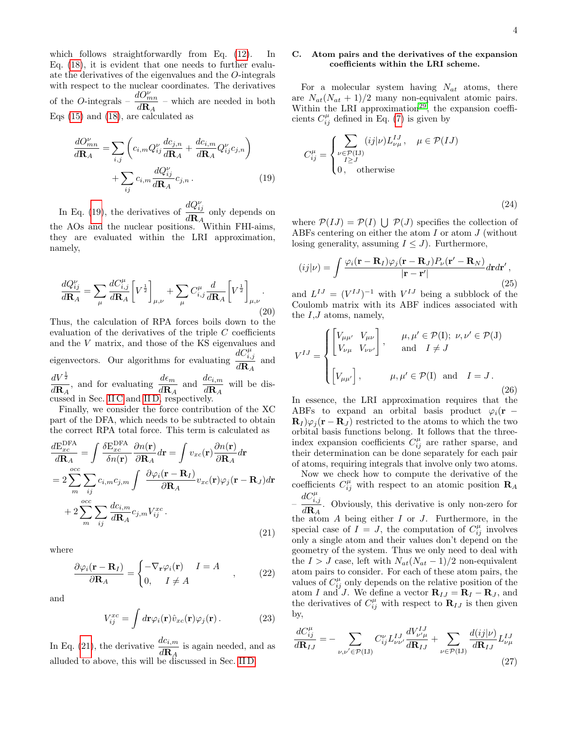which follows straightforwardly from Eq. (12). In Eq. (18), it is evident that one needs to further evaluate the derivatives of the eigenvalues and the $O$-integrals with respect to the nuclear coordinates. The derivatives of the $O$-integrals – $\frac{dO^{\nu}_{mn}}{d\mathbf{R}_A}$ – which are needed in both Eqs (15) and (18), are calculated as

$$
\begin{aligned}
\frac{dO^{\nu}_{mn}}{d\mathbf{R}_A} =& \sum_{i,j}\left(c_{i,m}Q^{\nu}_{ij}\frac{dc_{j,n}}{d\mathbf{R}_A} + \frac{dc_{i,m}}{d\mathbf{R}_A}Q^{\nu}_{ij}c_{j,n}\right) \\
&+ \sum_{ij} c_{i,m}\frac{dQ^{\nu}_{ij}}{d\mathbf{R}_A}c_{j,n}\,.
\end{aligned}
\tag{19}
$$

In Eq. (19), the derivatives of $\frac{dQ^{\nu}_{ij}}{d\mathbf{R}_A}$ only depends on the AOs and the nuclear positions. Within FHI-aims, they are evaluated within the LRI approximation, namely,

$$
\frac{dQ^{\nu}_{ij}}{d\mathbf{R}_A} = \sum_{\mu}\frac{dC^{\mu}_{i,j}}{d\mathbf{R}_A}\left[V^{\frac{1}{2}}\right]_{\mu,\nu} + \sum_{\mu} C^{\mu}_{i,j}\frac{d}{d\mathbf{R}_A}\left[V^{\frac{1}{2}}\right]_{\mu,\nu}.
\tag{20}
$$

Thus, the calculation of RPA forces boils down to the evaluation of the derivatives of the triple $C$ coefficients and the $V$ matrix, and those of the KS eigenvalues and eigenvectors. Our algorithms for evaluating $\frac{dC^{\mu}_{i,j}}{d\mathbf{R}_A}$ and $\frac{dV^{\frac{1}{2}}}{d\mathbf{R}_A}$, and for evaluating $\frac{d\epsilon_m}{d\mathbf{R}_A}$ and $\frac{dc_{i,m}}{d\mathbf{R}_A}$ will be discussed in Sec. II C and II D, respectively.

Finally, we consider the force contribution of the XC part of the DFA, which needs to be subtracted to obtain the correct RPA total force. This term is calculated as

$$
\begin{aligned}
\frac{d\mathrm{E}^{\mathrm{DFA}}_{xc}}{d\mathbf{R}_A} =& \int \frac{\delta \mathrm{E}^{\mathrm{DFA}}_{xc}}{\delta n(\mathbf{r})}\frac{\partial n(\mathbf{r})}{\partial \mathbf{R}_A}d\mathbf{r} = \int v_{xc}(\mathbf{r})\frac{\partial n(\mathbf{r})}{\partial \mathbf{R}_A}d\mathbf{r} \\
=& 2\sum_{m}^{occ}\sum_{ij} c_{i,m}c_{j,m}\int \frac{\partial \varphi_i(\mathbf{r}-\mathbf{R}_I)}{\partial \mathbf{R}_A}v_{xc}(\mathbf{r})\varphi_j(\mathbf{r}-\mathbf{R}_J)d\mathbf{r} \\
&+ 2\sum_{m}^{occ}\sum_{ij}\frac{dc_{i,m}}{d\mathbf{R}_A}c_{j,m}V^{xc}_{ij}\,.
\end{aligned}
\tag{21}
$$

where

$$
\frac{\partial \varphi_i(\mathbf{r}-\mathbf{R}_I)}{\partial \mathbf{R}_A} = \begin{cases} -\nabla_{\mathbf{r}}\varphi_i(\mathbf{r}) & I = A \\ 0, & I \neq A \end{cases}\,,
\tag{22}
$$

and

$$
V^{xc}_{ij} = \int d\mathbf{r}\varphi_i(\mathbf{r})\hat{v}_{xc}(\mathbf{r})\varphi_j(\mathbf{r})\,.
\tag{23}
$$

In Eq. (21), the derivative $\frac{dc_{i,m}}{d\mathbf{R}_A}$ is again needed, and as alluded to above, this will be discussed in Sec. II D.

## C. Atom pairs and the derivatives of the expansion coefficients within the LRI scheme.

For a molecular system having $N_{at}$ atoms, there are $N_{at}(N_{at}+1)/2$ many non-equivalent atomic pairs. Within the LRI approximation[29], the expansion coefficients $C^{\mu}_{ij}$ defined in Eq. (7) is given by

$$
C^{\mu}_{ij} = \begin{cases} \displaystyle\sum_{\substack{\nu\in\mathcal{P}(\mathrm{IJ}) \\ I\geq J}} (ij|\nu)L^{IJ}_{\nu\mu}\,, & \mu \in \mathcal{P}(IJ) \\ 0\,, \quad \text{otherwise} \end{cases}
\tag{24}
$$

where $\mathcal{P}(IJ) = \mathcal{P}(I)\bigcup\mathcal{P}(J)$ specifies the collection of ABFs centering on either the atom $I$ or atom $J$ (without losing generality, assuming $I \leq J$). Furthermore,

$$
(ij|\nu) = \int \frac{\varphi_i(\mathbf{r}-\mathbf{R}_I)\varphi_j(\mathbf{r}-\mathbf{R}_J)P_\nu(\mathbf{r}'-\mathbf{R}_N)}{|\mathbf{r}-\mathbf{r}'|}d\mathbf{r}d\mathbf{r}'\,,
\tag{25}
$$

and $L^{IJ} = (V^{IJ})^{-1}$ with $V^{IJ}$ being a subblock of the Coulomb matrix with its ABF indices associated with the $I$,$J$ atoms, namely,

$$
V^{IJ} = \begin{cases} \begin{bmatrix} V_{\mu\mu'} & V_{\mu\nu} \\ V_{\nu\mu} & V_{\nu\nu'} \end{bmatrix}, & \mu,\mu' \in \mathcal{P}(\mathrm{I});\ \nu,\nu' \in \mathcal{P}(\mathrm{J}) \text{ and } I \neq J \\[2ex] \begin{bmatrix} V_{\mu\mu'} \end{bmatrix}, & \mu,\mu' \in \mathcal{P}(\mathrm{I}) \text{ and } I = J\,. \end{cases}
\tag{26}
$$

In essence, the LRI approximation requires that the ABFs to expand an orbital basis product $\varphi_i(\mathbf{r}-\mathbf{R}_I)\varphi_j(\mathbf{r}-\mathbf{R}_J)$ restricted to the atoms to which the two orbital basis functions belong. It follows that the three-index expansion coefficients $C^{\mu}_{ij}$ are rather sparse, and their determination can be done separately for each pair of atoms, requiring integrals that involve only two atoms.

Now we check how to compute the derivative of the coefficients $C^{\mu}_{ij}$ with respect to an atomic position $\mathbf{R}_A$ – $\frac{dC^{\mu}_{i,j}}{d\mathbf{R}_A}$. Obviously, this derivative is only non-zero for the atom $A$ being either $I$ or $J$. Furthermore, in the special case of $I = J$, the computation of $C^{\mu}_{ij}$ involves only a single atom and their values don't depend on the geometry of the system. Thus we only need to deal with the $I > J$ case, left with $N_{at}(N_{at}-1)/2$ non-equivalent atom pairs to consider. For each of these atom pairs, the values of $C^{\mu}_{ij}$ only depends on the relative position of the atom $I$ and $J$. We define a vector $\mathbf{R}_{IJ} = \mathbf{R}_I - \mathbf{R}_J$, and the derivatives of $C^{\mu}_{ij}$ with respect to $\mathbf{R}_{IJ}$ is then given by,

$$
\frac{dC^{\mu}_{ij}}{d\mathbf{R}_{IJ}} = -\sum_{\nu,\nu'\in\mathcal{P}(\mathrm{IJ})} C^{\nu}_{ij}L^{IJ}_{\nu\nu'}\frac{dV^{IJ}_{\nu'\mu}}{d\mathbf{R}_{IJ}} + \sum_{\nu\in\mathcal{P}(\mathrm{IJ})}\frac{d(ij|\nu)}{d\mathbf{R}_{IJ}}L^{IJ}_{\nu\mu}
\tag{27}
$$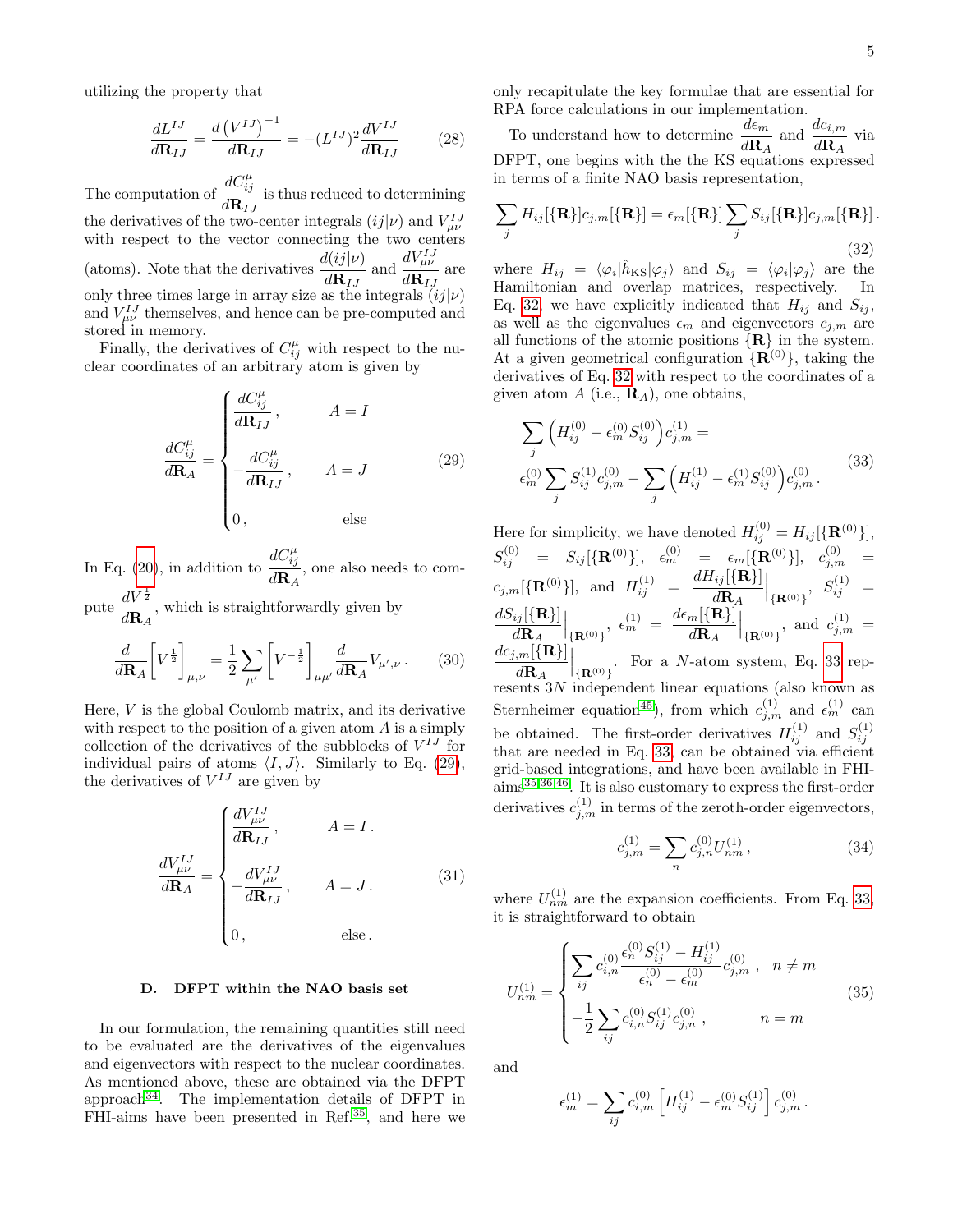utilizing the property that

$$\frac{dL^{IJ}}{d\mathbf{R}_{IJ}} = \frac{d\left(V^{IJ}\right)^{-1}}{d\mathbf{R}_{IJ}} = -(L^{IJ})^2 \frac{dV^{IJ}}{d\mathbf{R}_{IJ}} \tag{28}$$

The computation of $\dfrac{dC_{ij}^{\mu}}{d\mathbf{R}_{IJ}}$ is thus reduced to determining the derivatives of the two-center integrals $(ij|\nu)$ and $V_{\mu\nu}^{IJ}$ with respect to the vector connecting the two centers (atoms). Note that the derivatives $\dfrac{d(ij|\nu)}{d\mathbf{R}_{IJ}}$ and $\dfrac{dV_{\mu\nu}^{IJ}}{d\mathbf{R}_{IJ}}$ are only three times large in array size as the integrals $(ij|\nu)$ and $V_{\mu\nu}^{IJ}$ themselves, and hence can be pre-computed and stored in memory.

Finally, the derivatives of $C_{ij}^{\mu}$ with respect to the nuclear coordinates of an arbitrary atom is given by

$$\frac{dC_{ij}^{\mu}}{d\mathbf{R}_A} = \begin{cases} \dfrac{dC_{ij}^{\mu}}{d\mathbf{R}_{IJ}}\,, & A = I \\[2ex] -\dfrac{dC_{ij}^{\mu}}{d\mathbf{R}_{IJ}}\,, & A = J \\[2ex] 0\,, & \text{else} \end{cases} \tag{29}$$

In Eq. (20), in addition to $\dfrac{dC_{ij}^{\mu}}{d\mathbf{R}_A}$, one also needs to compute $\dfrac{dV^{\frac{1}{2}}}{d\mathbf{R}_A}$, which is straightforwardly given by

$$\frac{d}{d\mathbf{R}_A}\left[V^{\frac{1}{2}}\right]_{\mu,\nu} = \frac{1}{2}\sum_{\mu'}\left[V^{-\frac{1}{2}}\right]_{\mu\mu'}\frac{d}{d\mathbf{R}_A}V_{\mu',\nu}\,. \tag{30}$$

Here, $V$ is the global Coulomb matrix, and its derivative with respect to the position of a given atom $A$ is a simply collection of the derivatives of the subblocks of $V^{IJ}$ for individual pairs of atoms $\langle I, J\rangle$. Similarly to Eq. (29), the derivatives of $V^{IJ}$ are given by

$$\frac{dV_{\mu\nu}^{IJ}}{d\mathbf{R}_A} = \begin{cases} \dfrac{dV_{\mu\nu}^{IJ}}{d\mathbf{R}_{IJ}}\,, & A = I\,. \\[2ex] -\dfrac{dV_{\mu\nu}^{IJ}}{d\mathbf{R}_{IJ}}\,, & A = J\,. \\[2ex] 0\,, & \text{else}\,. \end{cases} \tag{31}$$

### D. DFPT within the NAO basis set

In our formulation, the remaining quantities still need to be evaluated are the derivatives of the eigenvalues and eigenvectors with respect to the nuclear coordinates. As mentioned above, these are obtained via the DFPT approach[34]. The implementation details of DFPT in FHI-aims have been presented in Ref.[35], and here we only recapitulate the key formulae that are essential for RPA force calculations in our implementation.

To understand how to determine $\dfrac{d\epsilon_m}{d\mathbf{R}_A}$ and $\dfrac{dc_{i,m}}{d\mathbf{R}_A}$ via DFPT, one begins with the the KS equations expressed in terms of a finite NAO basis representation,

$$\sum_j H_{ij}[\{\mathbf{R}\}]c_{j,m}[\{\mathbf{R}\}] = \epsilon_m[\{\mathbf{R}\}]\sum_j S_{ij}[\{\mathbf{R}\}]c_{j,m}[\{\mathbf{R}\}]\,. \tag{32}$$

where $H_{ij} = \langle\varphi_i|\hat{h}_{\text{KS}}|\varphi_j\rangle$ and $S_{ij} = \langle\varphi_i|\varphi_j\rangle$ are the Hamiltonian and overlap matrices, respectively. In Eq. 32, we have explicitly indicated that $H_{ij}$ and $S_{ij}$, as well as the eigenvalues $\epsilon_m$ and eigenvectors $c_{j,m}$ are all functions of the atomic positions $\{\mathbf{R}\}$ in the system. At a given geometrical configuration $\{\mathbf{R}^{(0)}\}$, taking the derivatives of Eq. 32 with respect to the coordinates of a given atom $A$ (i.e., $\mathbf{R}_A$), one obtains,

$$\begin{aligned} &\sum_j \left(H_{ij}^{(0)} - \epsilon_m^{(0)}S_{ij}^{(0)}\right)c_{j,m}^{(1)} = \\ &\epsilon_m^{(0)}\sum_j S_{ij}^{(1)}c_{j,m}^{(0)} - \sum_j\left(H_{ij}^{(1)} - \epsilon_m^{(1)}S_{ij}^{(0)}\right)c_{j,m}^{(0)}\,. \end{aligned} \tag{33}$$

Here for simplicity, we have denoted $H_{ij}^{(0)} = H_{ij}[\{\mathbf{R}^{(0)}\}]$, $S_{ij}^{(0)} = S_{ij}[\{\mathbf{R}^{(0)}\}]$, $\epsilon_m^{(0)} = \epsilon_m[\{\mathbf{R}^{(0)}\}]$, $c_{j,m}^{(0)} = c_{j,m}[\{\mathbf{R}^{(0)}\}]$, and $H_{ij}^{(1)} = \dfrac{dH_{ij}[\{\mathbf{R}\}]}{d\mathbf{R}_A}\Big|_{\{\mathbf{R}^{(0)}\}}$, $S_{ij}^{(1)} = \dfrac{dS_{ij}[\{\mathbf{R}\}]}{d\mathbf{R}_A}\Big|_{\{\mathbf{R}^{(0)}\}}$, $\epsilon_m^{(1)} = \dfrac{d\epsilon_m[\{\mathbf{R}\}]}{d\mathbf{R}_A}\Big|_{\{\mathbf{R}^{(0)}\}}$, and $c_{j,m}^{(1)} = \dfrac{dc_{j,m}[\{\mathbf{R}\}]}{d\mathbf{R}_A}\Big|_{\{\mathbf{R}^{(0)}\}}$. For a $N$-atom system, Eq. 33 represents $3N$ independent linear equations (also known as Sternheimer equation[45]), from which $c_{j,m}^{(1)}$ and $\epsilon_m^{(1)}$ can be obtained. The first-order derivatives $H_{ij}^{(1)}$ and $S_{ij}^{(1)}$ that are needed in Eq. 33, can be obtained via efficient grid-based integrations, and have been available in FHI-aims[35,36,46]. It is also customary to express the first-order derivatives $c_{j,m}^{(1)}$ in terms of the zeroth-order eigenvectors,

$$c_{j,m}^{(1)} = \sum_n c_{j,n}^{(0)}U_{nm}^{(1)}\,, \tag{34}$$

where $U_{nm}^{(1)}$ are the expansion coefficients. From Eq. 33, it is straightforward to obtain

$$U_{nm}^{(1)} = \begin{cases} \displaystyle\sum_{ij} c_{i,n}^{(0)}\frac{\epsilon_n^{(0)}S_{ij}^{(1)} - H_{ij}^{(1)}}{\epsilon_n^{(0)} - \epsilon_m^{(0)}}c_{j,m}^{(0)}\,, & n \neq m \\[2ex] \displaystyle -\frac{1}{2}\sum_{ij} c_{i,n}^{(0)}S_{ij}^{(1)}c_{j,n}^{(0)}\,, & n = m \end{cases} \tag{35}$$

and

$$\epsilon_m^{(1)} = \sum_{ij} c_{i,m}^{(0)}\left[H_{ij}^{(1)} - \epsilon_m^{(0)}S_{ij}^{(1)}\right]c_{j,m}^{(0)}\,.$$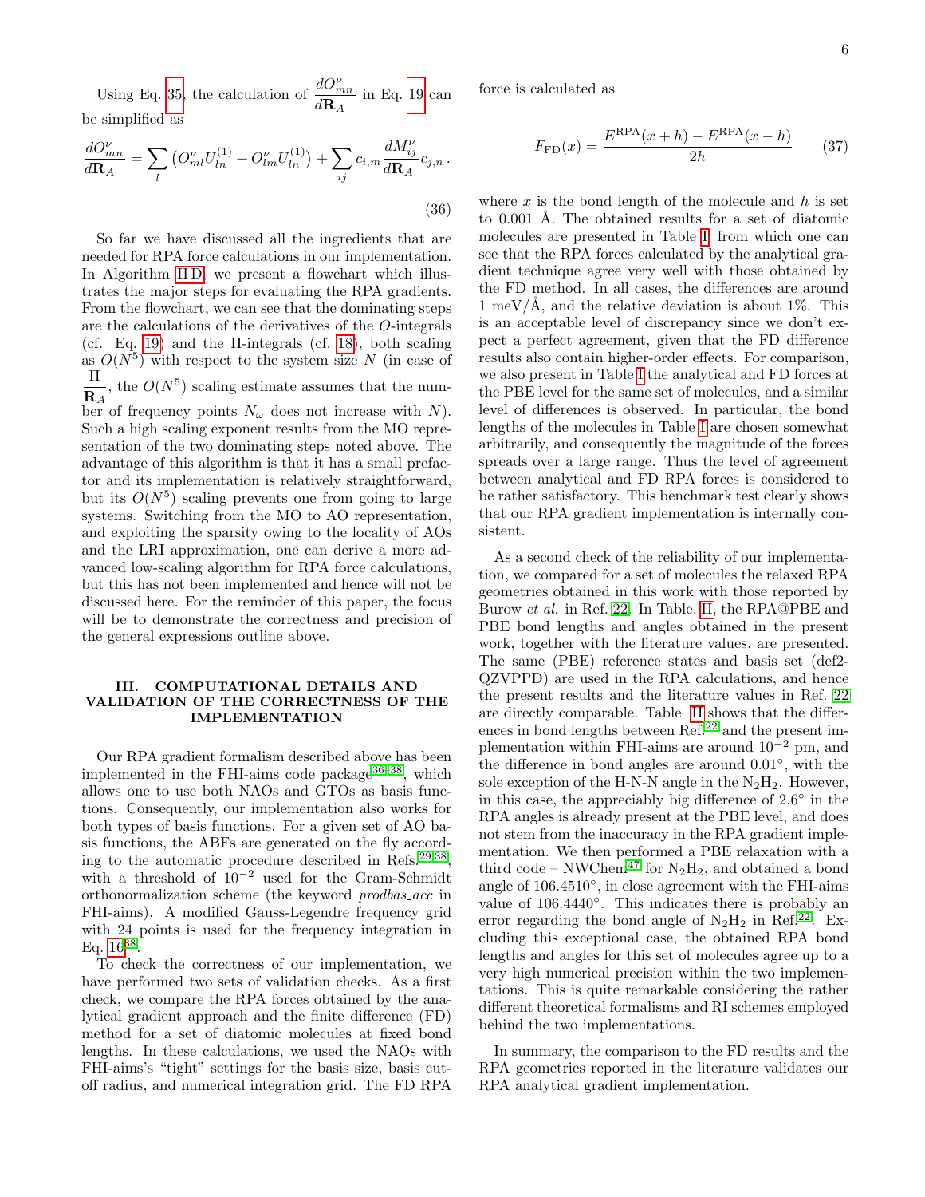Using Eq. 35, the calculation of $\frac{dO^{\nu}_{mn}}{d\mathbf{R}_A}$ in Eq. 19 can be simplified as

$$\frac{dO^{\nu}_{mn}}{d\mathbf{R}_A} = \sum_l \left(O^{\nu}_{ml}U^{(1)}_{ln} + O^{\nu}_{lm}U^{(1)}_{ln}\right) + \sum_{ij} c_{i,m}\frac{dM^{\nu}_{ij}}{d\mathbf{R}_A}c_{j,n}\,. \tag{36}$$

So far we have discussed all the ingredients that are needed for RPA force calculations in our implementation. In Algorithm II D, we present a flowchart which illustrates the major steps for evaluating the RPA gradients. From the flowchart, we can see that the dominating steps are the calculations of the derivatives of the $O$-integrals (cf. Eq. 19) and the $\Pi$-integrals (cf. 18), both scaling as $O(N^5)$ with respect to the system size $N$ (in case of $\frac{\Pi}{\mathbf{R}_A}$, the $O(N^5)$ scaling estimate assumes that the number of frequency points $N_\omega$ does not increase with $N$). Such a high scaling exponent results from the MO representation of the two dominating steps noted above. The advantage of this algorithm is that it has a small prefactor and its implementation is relatively straightforward, but its $O(N^5)$ scaling prevents one from going to large systems. Switching from the MO to AO representation, and exploiting the sparsity owing to the locality of AOs and the LRI approximation, one can derive a more advanced low-scaling algorithm for RPA force calculations, but this has not been implemented and hence will not be discussed here. For the reminder of this paper, the focus will be to demonstrate the correctness and precision of the general expressions outline above.

## III. COMPUTATIONAL DETAILS AND VALIDATION OF THE CORRECTNESS OF THE IMPLEMENTATION

Our RPA gradient formalism described above has been implemented in the FHI-aims code package[36–38], which allows one to use both NAOs and GTOs as basis functions. Consequently, our implementation also works for both types of basis functions. For a given set of AO basis functions, the ABFs are generated on the fly according to the automatic procedure described in Refs.[29,38], with a threshold of $10^{-2}$ used for the Gram-Schmidt orthonormalization scheme (the keyword *prodbas_acc* in FHI-aims). A modified Gauss-Legendre frequency grid with 24 points is used for the frequency integration in Eq. 16[38].

To check the correctness of our implementation, we have performed two sets of validation checks. As a first check, we compare the RPA forces obtained by the analytical gradient approach and the finite difference (FD) method for a set of diatomic molecules at fixed bond lengths. In these calculations, we used the NAOs with FHI-aims's "tight" settings for the basis size, basis cutoff radius, and numerical integration grid. The FD RPA force is calculated as

$$F_{\text{FD}}(x) = \frac{E^{\text{RPA}}(x+h) - E^{\text{RPA}}(x-h)}{2h} \tag{37}$$

where $x$ is the bond length of the molecule and $h$ is set to 0.001 Å. The obtained results for a set of diatomic molecules are presented in Table I, from which one can see that the RPA forces calculated by the analytical gradient technique agree very well with those obtained by the FD method. In all cases, the differences are around 1 meV/Å, and the relative deviation is about 1%. This is an acceptable level of discrepancy since we don't expect a perfect agreement, given that the FD difference results also contain higher-order effects. For comparison, we also present in Table I the analytical and FD forces at the PBE level for the same set of molecules, and a similar level of differences is observed. In particular, the bond lengths of the molecules in Table I are chosen somewhat arbitrarily, and consequently the magnitude of the forces spreads over a large range. Thus the level of agreement between analytical and FD RPA forces is considered to be rather satisfactory. This benchmark test clearly shows that our RPA gradient implementation is internally consistent.

As a second check of the reliability of our implementation, we compared for a set of molecules the relaxed RPA geometries obtained in this work with those reported by Burow *et al.* in Ref. 22. In Table. II, the RPA@PBE and PBE bond lengths and angles obtained in the present work, together with the literature values, are presented. The same (PBE) reference states and basis set (def2-QZVPPD) are used in the RPA calculations, and hence the present results and the literature values in Ref. 22 are directly comparable. Table II shows that the differences in bond lengths between Ref.[22] and the present implementation within FHI-aims are around $10^{-2}$ pm, and the difference in bond angles are around 0.01°, with the sole exception of the H-N-N angle in the $N_2H_2$. However, in this case, the appreciably big difference of 2.6° in the RPA angles is already present at the PBE level, and does not stem from the inaccuracy in the RPA gradient implementation. We then performed a PBE relaxation with a third code – NWChem[47] for $N_2H_2$, and obtained a bond angle of 106.4510°, in close agreement with the FHI-aims value of 106.4440°. This indicates there is probably an error regarding the bond angle of $N_2H_2$ in Ref.[22]. Excluding this exceptional case, the obtained RPA bond lengths and angles for this set of molecules agree up to a very high numerical precision within the two implementations. This is quite remarkable considering the rather different theoretical formalisms and RI schemes employed behind the two implementations.

In summary, the comparison to the FD results and the RPA geometries reported in the literature validates our RPA analytical gradient implementation.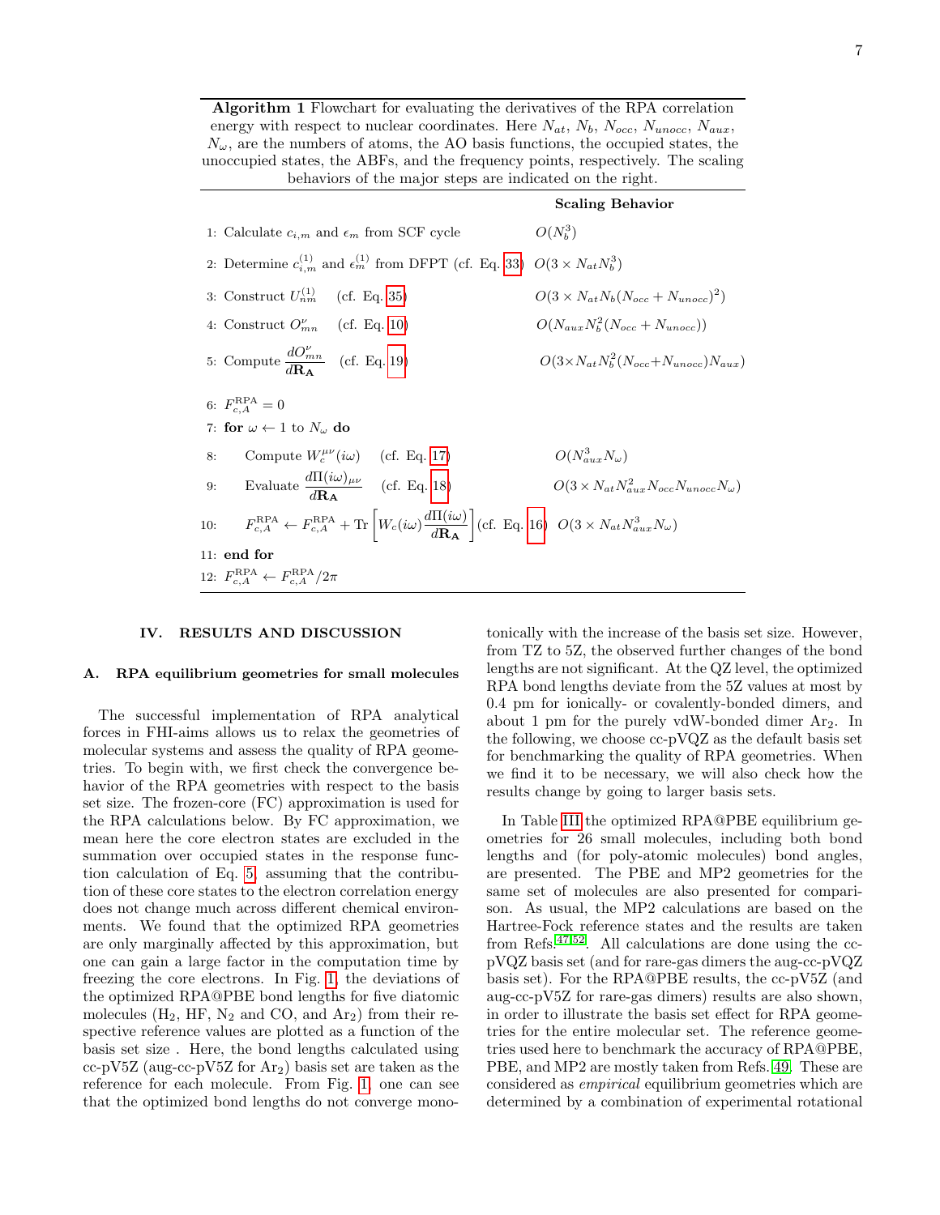**Algorithm 1** Flowchart for evaluating the derivatives of the RPA correlation energy with respect to nuclear coordinates. Here $N_{at}$, $N_b$, $N_{occ}$, $N_{unocc}$, $N_{aux}$, $N_\omega$, are the numbers of atoms, the AO basis functions, the occupied states, the unoccupied states, the ABFs, and the frequency points, respectively. The scaling behaviors of the major steps are indicated on the right.

| | Step | Scaling Behavior |
|---|---|---|
| 1: | Calculate $c_{i,m}$ and $\epsilon_m$ from SCF cycle | $O(N_b^3)$ |
| 2: | Determine $c_{i,m}^{(1)}$ and $\epsilon_m^{(1)}$ from DFPT (cf. Eq. 33) | $O(3 \times N_{at} N_b^3)$ |
| 3: | Construct $U_{nm}^{(1)}$ (cf. Eq. 35) | $O(3 \times N_{at} N_b (N_{occ} + N_{unocc})^2)$ |
| 4: | Construct $O_{mn}^{\nu}$ (cf. Eq. 10) | $O(N_{aux} N_b^2 (N_{occ} + N_{unocc}))$ |
| 5: | Compute $\dfrac{dO_{mn}^{\nu}}{d\mathbf{R_A}}$ (cf. Eq. 19) | $O(3 \times N_{at} N_b^2 (N_{occ} + N_{unocc}) N_{aux})$ |
| 6: | $F_{c,A}^{\mathrm{RPA}} = 0$ | |
| 7: | **for** $\omega \leftarrow 1$ to $N_\omega$ **do** | |
| 8: | Compute $W_c^{\mu\nu}(i\omega)$ (cf. Eq. 17) | $O(N_{aux}^3 N_\omega)$ |
| 9: | Evaluate $\dfrac{d\Pi(i\omega)_{\mu\nu}}{d\mathbf{R_A}}$ (cf. Eq. 18) | $O(3 \times N_{at} N_{aux}^2 N_{occ} N_{unocc} N_\omega)$ |
| 10: | $F_{c,A}^{\mathrm{RPA}} \leftarrow F_{c,A}^{\mathrm{RPA}} + \mathrm{Tr}\left[W_c(i\omega)\dfrac{d\Pi(i\omega)}{d\mathbf{R_A}}\right]$ (cf. Eq. 16) | $O(3 \times N_{at} N_{aux}^3 N_\omega)$ |
| 11: | **end for** | |
| 12: | $F_{c,A}^{\mathrm{RPA}} \leftarrow F_{c,A}^{\mathrm{RPA}} / 2\pi$ | |

## IV. RESULTS AND DISCUSSION

### A. RPA equilibrium geometries for small molecules

The successful implementation of RPA analytical forces in FHI-aims allows us to relax the geometries of molecular systems and assess the quality of RPA geometries. To begin with, we first check the convergence behavior of the RPA geometries with respect to the basis set size. The frozen-core (FC) approximation is used for the RPA calculations below. By FC approximation, we mean here the core electron states are excluded in the summation over occupied states in the response function calculation of Eq. 5, assuming that the contribution of these core states to the electron correlation energy does not change much across different chemical environments. We found that the optimized RPA geometries are only marginally affected by this approximation, but one can gain a large factor in the computation time by freezing the core electrons. In Fig. 1, the deviations of the optimized RPA@PBE bond lengths for five diatomic molecules ($H_2$, HF, $N_2$ and CO, and $Ar_2$) from their respective reference values are plotted as a function of the basis set size . Here, the bond lengths calculated using cc-pV5Z (aug-cc-pV5Z for $Ar_2$) basis set are taken as the reference for each molecule. From Fig. 1, one can see that the optimized bond lengths do not converge monotonically with the increase of the basis set size. However, from TZ to 5Z, the observed further changes of the bond lengths are not significant. At the QZ level, the optimized RPA bond lengths deviate from the 5Z values at most by 0.4 pm for ionically- or covalently-bonded dimers, and about 1 pm for the purely vdW-bonded dimer $Ar_2$. In the following, we choose cc-pVQZ as the default basis set for benchmarking the quality of RPA geometries. When we find it to be necessary, we will also check how the results change by going to larger basis sets.

In Table III the optimized RPA@PBE equilibrium geometries for 26 small molecules, including both bond lengths and (for poly-atomic molecules) bond angles, are presented. The PBE and MP2 geometries for the same set of molecules are also presented for comparison. As usual, the MP2 calculations are based on the Hartree-Fock reference states and the results are taken from Refs.[47,52]. All calculations are done using the cc-pVQZ basis set (and for rare-gase dimers the aug-cc-pVQZ basis set). For the RPA@PBE results, the cc-pV5Z (and aug-cc-pV5Z for rare-gas dimers) results are also shown, in order to illustrate the basis set effect for RPA geometries for the entire molecular set. The reference geometries used here to benchmark the accuracy of RPA@PBE, PBE, and MP2 are mostly taken from Refs. 49. These are considered as *empirical* equilibrium geometries which are determined by a combination of experimental rotational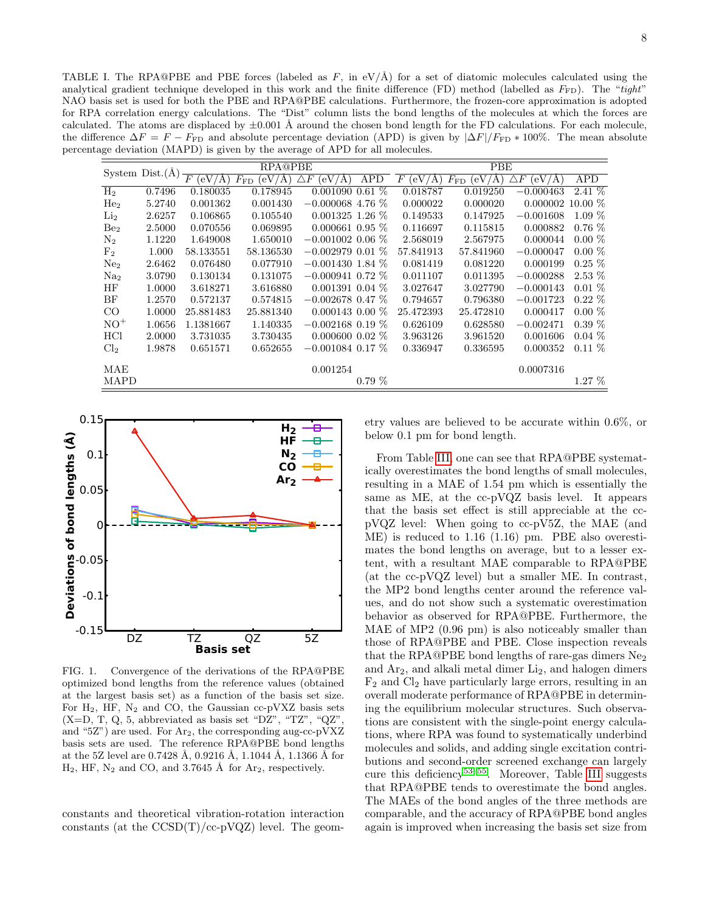TABLE I. The RPA@PBE and PBE forces (labeled as $F$, in eV/Å) for a set of diatomic molecules calculated using the analytical gradient technique developed in this work and the finite difference (FD) method (labelled as $F_{\text{FD}}$). The "*tight*" NAO basis set is used for both the PBE and RPA@PBE calculations. Furthermore, the frozen-core approximation is adopted for RPA correlation energy calculations. The "Dist" column lists the bond lengths of the molecules at which the forces are calculated. The atoms are displaced by ±0.001 Å around the chosen bond length for the FD calculations. For each molecule, the difference $\Delta F = F - F_{\text{FD}}$ and absolute percentage deviation (APD) is given by $|\Delta F|/F_{\text{FD}} * 100\%$. The mean absolute percentage deviation (MAPD) is given by the average of APD for all molecules.

| System | Dist.(Å) | RPA@PBE | | | | PBE | | | |
|---|---|---|---|---|---|---|---|---|---|
| | | $F$ (eV/Å) | $F_{\text{FD}}$ (eV/Å) | $\Delta F$ (eV/Å) | APD | $F$ (eV/Å) | $F_{\text{FD}}$ (eV/Å) | $\Delta F$ (eV/Å) | APD |
| $H_2$ | 0.7496 | 0.180035 | 0.178945 | 0.001090 | 0.61 % | 0.018787 | 0.019250 | −0.000463 | 2.41 % |
| $He_2$ | 5.2740 | 0.001362 | 0.001430 | −0.000068 | 4.76 % | 0.000022 | 0.000020 | 0.000002 | 10.00 % |
| $Li_2$ | 2.6257 | 0.106865 | 0.105540 | 0.001325 | 1.26 % | 0.149533 | 0.147925 | −0.001608 | 1.09 % |
| $Be_2$ | 2.5000 | 0.070556 | 0.069895 | 0.000661 | 0.95 % | 0.116697 | 0.115815 | 0.000882 | 0.76 % |
| $N_2$ | 1.1220 | 1.649008 | 1.650010 | −0.001002 | 0.06 % | 2.568019 | 2.567975 | 0.000044 | 0.00 % |
| $F_2$ | 1.000 | 58.133551 | 58.136530 | −0.002979 | 0.01 % | 57.841913 | 57.841960 | −0.000047 | 0.00 % |
| $Ne_2$ | 2.6462 | 0.076480 | 0.077910 | −0.001430 | 1.84 % | 0.081419 | 0.081220 | 0.000199 | 0.25 % |
| $Na_2$ | 3.0790 | 0.130134 | 0.131075 | −0.000941 | 0.72 % | 0.011107 | 0.011395 | −0.000288 | 2.53 % |
| HF | 1.0000 | 3.618271 | 3.616880 | 0.001391 | 0.04 % | 3.027647 | 3.027790 | −0.000143 | 0.01 % |
| BF | 1.2570 | 0.572137 | 0.574815 | −0.002678 | 0.47 % | 0.794657 | 0.796380 | −0.001723 | 0.22 % |
| CO | 1.0000 | 25.881483 | 25.881340 | 0.000143 | 0.00 % | 25.472393 | 25.472810 | 0.000417 | 0.00 % |
| $NO^+$ | 1.0656 | 1.1381667 | 1.140335 | −0.002168 | 0.19 % | 0.626109 | 0.628580 | −0.002471 | 0.39 % |
| HCl | 2.0000 | 3.731035 | 3.730435 | 0.000600 | 0.02 % | 3.963126 | 3.961520 | 0.001606 | 0.04 % |
| $Cl_2$ | 1.9878 | 0.651571 | 0.652655 | −0.001084 | 0.17 % | 0.336947 | 0.336595 | 0.000352 | 0.11 % |
| MAE | | | | 0.001254 | | | | 0.0007316 | |
| MAPD | | | | | 0.79 % | | | | 1.27 % |

FIG. 1. Convergence of the derivations of the RPA@PBE optimized bond lengths from the reference values (obtained at the largest basis set) as a function of the basis set size. For $H_2$, HF, $N_2$ and CO, the Gaussian cc-pVXZ basis sets (X=D, T, Q, 5, abbreviated as basis set "DZ", "TZ", "QZ", and "5Z") are used. For $Ar_2$, the corresponding aug-cc-pVXZ basis sets are used. The reference RPA@PBE bond lengths at the 5Z level are 0.7428 Å, 0.9216 Å, 1.1044 Å, 1.1366 Å for $H_2$, HF, $N_2$ and CO, and 3.7645 Å for $Ar_2$, respectively.

constants and theoretical vibration-rotation interaction constants (at the CCSD(T)/cc-pVQZ level. The geometry values are believed to be accurate within 0.6%, or below 0.1 pm for bond length.

From Table III, one can see that RPA@PBE systematically overestimates the bond lengths of small molecules, resulting in a MAE of 1.54 pm which is essentially the same as ME, at the cc-pVQZ basis level. It appears that the basis set effect is still appreciable at the cc-pVQZ level: When going to cc-pV5Z, the MAE (and ME) is reduced to 1.16 (1.16) pm. PBE also overestimates the bond lengths on average, but to a lesser extent, with a resultant MAE comparable to RPA@PBE (at the cc-pVQZ level) but a smaller ME. In contrast, the MP2 bond lengths center around the reference values, and do not show such a systematic overestimation behavior as observed for RPA@PBE. Furthermore, the MAE of MP2 (0.96 pm) is also noticeably smaller than those of RPA@PBE and PBE. Close inspection reveals that the RPA@PBE bond lengths of rare-gas dimers $Ne_2$ and $Ar_2$, and alkali metal dimer $Li_2$, and halogen dimers $F_2$ and $Cl_2$ have particularly large errors, resulting in an overall moderate performance of RPA@PBE in determining the equilibrium molecular structures. Such observations are consistent with the single-point energy calculations, where RPA was found to systematically underbind molecules and solids, and adding single excitation contributions and second-order screened exchange can largely cure this deficiency[53–55]. Moreover, Table III suggests that RPA@PBE tends to overestimate the bond angles. The MAEs of the bond angles of the three methods are comparable, and the accuracy of RPA@PBE bond angles again is improved when increasing the basis set size from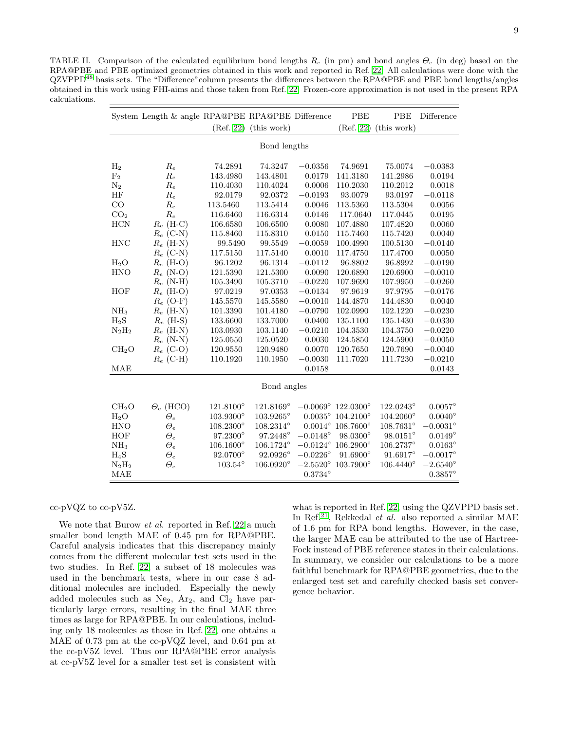TABLE II. Comparison of the calculated equilibrium bond lengths $R_e$ (in pm) and bond angles $\Theta_e$ (in deg) based on the RPA@PBE and PBE optimized geometries obtained in this work and reported in Ref. [22]. All calculations were done with the QZVPPD[48] basis sets. The "Difference"column presents the differences between the RPA@PBE and PBE bond lengths/angles obtained in this work using FHI-aims and those taken from Ref. [22]. Frozen-core approximation is not used in the present RPA calculations.

| System | Length & angle | RPA@PBE (Ref. [22]) | RPA@PBE (this work) | Difference | PBE (Ref. [22]) | PBE (this work) | Difference |
|---|---|---|---|---|---|---|---|
| | | | Bond lengths | | | | |
| $H_2$ | $R_e$ | 74.2891 | 74.3247 | −0.0356 | 74.9691 | 75.0074 | −0.0383 |
| $F_2$ | $R_e$ | 143.4980 | 143.4801 | 0.0179 | 141.3180 | 141.2986 | 0.0194 |
| $N_2$ | $R_e$ | 110.4030 | 110.4024 | 0.0006 | 110.2030 | 110.2012 | 0.0018 |
| HF | $R_e$ | 92.0179 | 92.0372 | −0.0193 | 93.0079 | 93.0197 | −0.0118 |
| CO | $R_e$ | 113.5460 | 113.5414 | 0.0046 | 113.5360 | 113.5304 | 0.0056 |
| $CO_2$ | $R_e$ | 116.6460 | 116.6314 | 0.0146 | 117.0640 | 117.0445 | 0.0195 |
| HCN | $R_e$ (H-C) | 106.6580 | 106.6500 | 0.0080 | 107.4880 | 107.4820 | 0.0060 |
| | $R_e$ (C-N) | 115.8460 | 115.8310 | 0.0150 | 115.7460 | 115.7420 | 0.0040 |
| HNC | $R_e$ (H-N) | 99.5490 | 99.5549 | −0.0059 | 100.4990 | 100.5130 | −0.0140 |
| | $R_e$ (C-N) | 117.5150 | 117.5140 | 0.0010 | 117.4750 | 117.4700 | 0.0050 |
| $H_2O$ | $R_e$ (H-O) | 96.1202 | 96.1314 | −0.0112 | 96.8802 | 96.8992 | −0.0190 |
| HNO | $R_e$ (N-O) | 121.5390 | 121.5300 | 0.0090 | 120.6890 | 120.6900 | −0.0010 |
| | $R_e$ (N-H) | 105.3490 | 105.3710 | −0.0220 | 107.9690 | 107.9950 | −0.0260 |
| HOF | $R_e$ (H-O) | 97.0219 | 97.0353 | −0.0134 | 97.9619 | 97.9795 | −0.0176 |
| | $R_e$ (O-F) | 145.5570 | 145.5580 | −0.0010 | 144.4870 | 144.4830 | 0.0040 |
| $NH_3$ | $R_e$ (H-N) | 101.3390 | 101.4180 | −0.0790 | 102.0990 | 102.1220 | −0.0230 |
| $H_2S$ | $R_e$ (H-S) | 133.6600 | 133.7000 | 0.0400 | 135.1100 | 135.1430 | −0.0330 |
| $N_2H_2$ | $R_e$ (H-N) | 103.0930 | 103.1140 | −0.0210 | 104.3530 | 104.3750 | −0.0220 |
| | $R_e$ (N-N) | 125.0550 | 125.0520 | 0.0030 | 124.5850 | 124.5900 | −0.0050 |
| $CH_2O$ | $R_e$ (C-O) | 120.9550 | 120.9480 | 0.0070 | 120.7650 | 120.7690 | −0.0040 |
| | $R_e$ (C-H) | 110.1920 | 110.1950 | −0.0030 | 111.7020 | 111.7230 | −0.0210 |
| MAE | | | | 0.0158 | | | 0.0143 |
| | | | Bond angles | | | | |
| $CH_2O$ | $\Theta_e$ (HCO) | 121.8100° | 121.8169° | −0.0069° | 122.0300° | 122.0243° | 0.0057° |
| $H_2O$ | $\Theta_e$ | 103.9300° | 103.9265° | 0.0035° | 104.2100° | 104.2060° | 0.0040° |
| HNO | $\Theta_e$ | 108.2300° | 108.2314° | 0.0014° | 108.7600° | 108.7631° | −0.0031° |
| HOF | $\Theta_e$ | 97.2300° | 97.2448° | −0.0148° | 98.0300° | 98.0151° | 0.0149° |
| $NH_3$ | $\Theta_e$ | 106.1600° | 106.1724° | −0.0124° | 106.2900° | 106.2737° | 0.0163° |
| $H_4S$ | $\Theta_e$ | 92.0700° | 92.0926° | −0.0226° | 91.6900° | 91.6917° | −0.0017° |
| $N_2H_2$ | $\Theta_e$ | 103.54° | 106.0920° | −2.5520° | 103.7900° | 106.4440° | −2.6540° |
| MAE | | | | 0.3734° | | | 0.3857° |

cc-pVQZ to cc-pV5Z.

We note that Burow *et al.* reported in Ref. [22] a much smaller bond length MAE of 0.45 pm for RPA@PBE. Careful analysis indicates that this discrepancy mainly comes from the different molecular test sets used in the two studies. In Ref. [22], a subset of 18 molecules was used in the benchmark tests, where in our case 8 additional molecules are included. Especially the newly added molecules such as $Ne_2$, $Ar_2$, and $Cl_2$ have particularly large errors, resulting in the final MAE three times as large for RPA@PBE. In our calculations, including only 18 molecules as those in Ref. [22], one obtains a MAE of 0.73 pm at the cc-pVQZ level, and 0.64 pm at the cc-pV5Z level. Thus our RPA@PBE error analysis at cc-pV5Z level for a smaller test set is consistent with what is reported in Ref. [22], using the QZVPPD basis set. In Ref.[21], Rekkedal *et al.* also reported a similar MAE of 1.6 pm for RPA bond lengths. However, in the case, the larger MAE can be attributed to the use of Hartree-Fock instead of PBE reference states in their calculations. In summary, we consider our calculations to be a more faithful benchmark for RPA@PBE geometries, due to the enlarged test set and carefully checked basis set convergence behavior.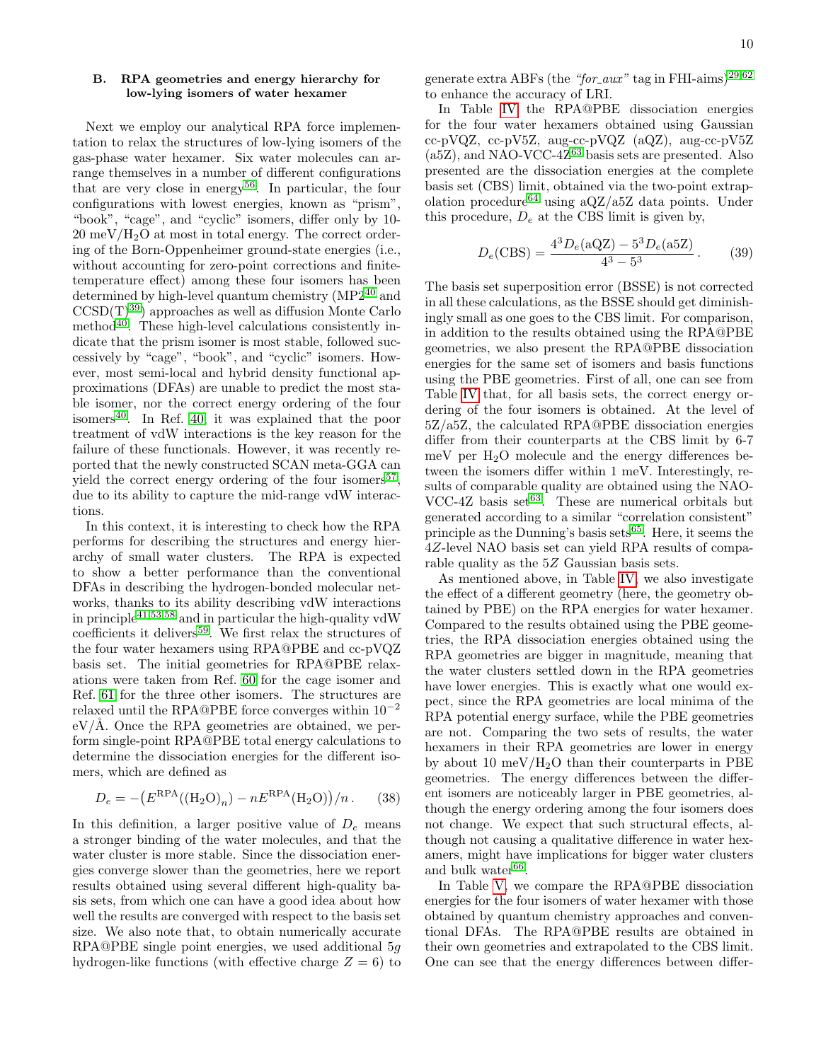### B. RPA geometries and energy hierarchy for low-lying isomers of water hexamer

Next we employ our analytical RPA force implementation to relax the structures of low-lying isomers of the gas-phase water hexamer. Six water molecules can arrange themselves in a number of different configurations that are very close in energy[56]. In particular, the four configurations with lowest energies, known as "prism", "book", "cage", and "cyclic" isomers, differ only by 10-20 meV/$H_2O$ at most in total energy. The correct ordering of the Born-Oppenheimer ground-state energies (i.e., without accounting for zero-point corrections and finite-temperature effect) among these four isomers has been determined by high-level quantum chemistry (MP2[40] and CCSD(T)[39]) approaches as well as diffusion Monte Carlo method[40]. These high-level calculations consistently indicate that the prism isomer is most stable, followed successively by "cage", "book", and "cyclic" isomers. However, most semi-local and hybrid density functional approximations (DFAs) are unable to predict the most stable isomer, nor the correct energy ordering of the four isomers[40]. In Ref. 40, it was explained that the poor treatment of vdW interactions is the key reason for the failure of these functionals. However, it was recently reported that the newly constructed SCAN meta-GGA can yield the correct energy ordering of the four isomers[57], due to its ability to capture the mid-range vdW interactions.

In this context, it is interesting to check how the RPA performs for describing the structures and energy hierarchy of small water clusters. The RPA is expected to show a better performance than the conventional DFAs in describing the hydrogen-bonded molecular networks, thanks to its ability describing vdW interactions in principle[41,53,58] and in particular the high-quality vdW coefficients it delivers[59]. We first relax the structures of the four water hexamers using RPA@PBE and cc-pVQZ basis set. The initial geometries for RPA@PBE relaxations were taken from Ref. 60 for the cage isomer and Ref. 61 for the three other isomers. The structures are relaxed until the RPA@PBE force converges within $10^{-2}$ eV/Å. Once the RPA geometries are obtained, we perform single-point RPA@PBE total energy calculations to determine the dissociation energies for the different isomers, which are defined as

$$D_e = -\big(E^{\rm RPA}((\rm H_2O)_n) - nE^{\rm RPA}(\rm H_2O)\big)/n\,. \qquad (38)$$

In this definition, a larger positive value of $D_e$ means a stronger binding of the water molecules, and that the water cluster is more stable. Since the dissociation energies converge slower than the geometries, here we report results obtained using several different high-quality basis sets, from which one can have a good idea about how well the results are converged with respect to the basis set size. We also note that, to obtain numerically accurate RPA@PBE single point energies, we used additional $5g$ hydrogen-like functions (with effective charge $Z = 6$) to generate extra ABFs (the *"for_aux"* tag in FHI-aims)[29,62] to enhance the accuracy of LRI.

In Table IV the RPA@PBE dissociation energies for the four water hexamers obtained using Gaussian cc-pVQZ, cc-pV5Z, aug-cc-pVQZ (aQZ), aug-cc-pV5Z (a5Z), and NAO-VCC-4Z[63] basis sets are presented. Also presented are the dissociation energies at the complete basis set (CBS) limit, obtained via the two-point extrapolation procedure[64] using aQZ/a5Z data points. Under this procedure, $D_e$ at the CBS limit is given by,

$$D_e(\rm CBS) = \frac{4^3 D_e(\rm aQZ) - 5^3 D_e(\rm a5Z)}{4^3 - 5^3}\,. \qquad (39)$$

The basis set superposition error (BSSE) is not corrected in all these calculations, as the BSSE should get diminishingly small as one goes to the CBS limit. For comparison, in addition to the results obtained using the RPA@PBE geometries, we also present the RPA@PBE dissociation energies for the same set of isomers and basis functions using the PBE geometries. First of all, one can see from Table IV that, for all basis sets, the correct energy ordering of the four isomers is obtained. At the level of 5Z/a5Z, the calculated RPA@PBE dissociation energies differ from their counterparts at the CBS limit by 6-7 meV per $H_2O$ molecule and the energy differences between the isomers differ within 1 meV. Interestingly, results of comparable quality are obtained using the NAO-VCC-4Z basis set[63]. These are numerical orbitals but generated according to a similar "correlation consistent" principle as the Dunning's basis sets[65]. Here, it seems the 4$Z$-level NAO basis set can yield RPA results of comparable quality as the 5$Z$ Gaussian basis sets.

As mentioned above, in Table IV, we also investigate the effect of a different geometry (here, the geometry obtained by PBE) on the RPA energies for water hexamer. Compared to the results obtained using the PBE geometries, the RPA dissociation energies obtained using the RPA geometries are bigger in magnitude, meaning that the water clusters settled down in the RPA geometries have lower energies. This is exactly what one would expect, since the RPA geometries are local minima of the RPA potential energy surface, while the PBE geometries are not. Comparing the two sets of results, the water hexamers in their RPA geometries are lower in energy by about 10 meV/$H_2O$ than their counterparts in PBE geometries. The energy differences between the different isomers are noticeably larger in PBE geometries, although the energy ordering among the four isomers does not change. We expect that such structural effects, although not causing a qualitative difference in water hexamers, might have implications for bigger water clusters and bulk water[66].

In Table V, we compare the RPA@PBE dissociation energies for the four isomers of water hexamer with those obtained by quantum chemistry approaches and conventional DFAs. The RPA@PBE results are obtained in their own geometries and extrapolated to the CBS limit. One can see that the energy differences between differ-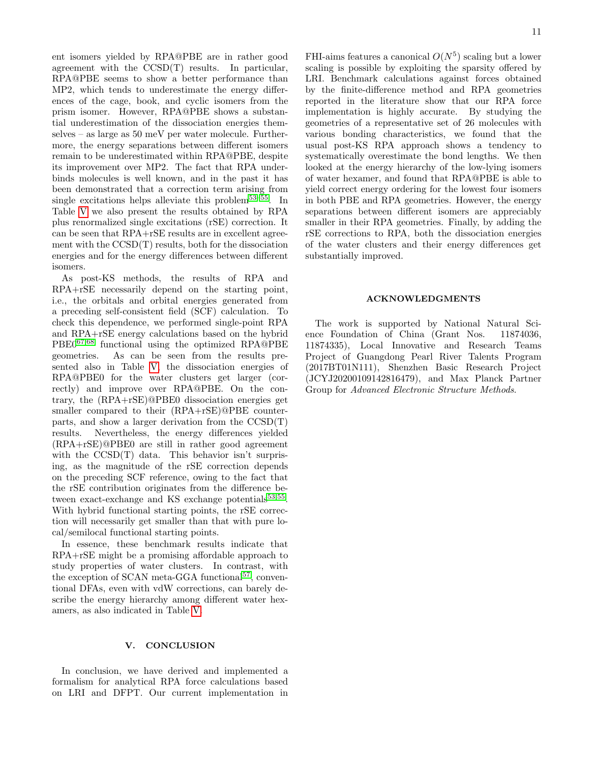ent isomers yielded by RPA@PBE are in rather good agreement with the CCSD(T) results. In particular, RPA@PBE seems to show a better performance than MP2, which tends to underestimate the energy differences of the cage, book, and cyclic isomers from the prism isomer. However, RPA@PBE shows a substantial underestimation of the dissociation energies themselves – as large as 50 meV per water molecule. Furthermore, the energy separations between different isomers remain to be underestimated within RPA@PBE, despite its improvement over MP2. The fact that RPA underbinds molecules is well known, and in the past it has been demonstrated that a correction term arising from single excitations helps alleviate this problem[53–55]. In Table V we also present the results obtained by RPA plus renormalized single excitations (rSE) correction. It can be seen that RPA+rSE results are in excellent agreement with the CCSD(T) results, both for the dissociation energies and for the energy differences between different isomers.

As post-KS methods, the results of RPA and RPA+rSE necessarily depend on the starting point, i.e., the orbitals and orbital energies generated from a preceding self-consistent field (SCF) calculation. To check this dependence, we performed single-point RPA and RPA+rSE energy calculations based on the hybrid PBE0[67,68] functional using the optimized RPA@PBE geometries. As can be seen from the results presented also in Table V, the dissociation energies of RPA@PBE0 for the water clusters get larger (correctly) and improve over RPA@PBE. On the contrary, the (RPA+rSE)@PBE0 dissociation energies get smaller compared to their (RPA+rSE)@PBE counterparts, and show a larger derivation from the CCSD(T) results. Nevertheless, the energy differences yielded (RPA+rSE)@PBE0 are still in rather good agreement with the CCSD(T) data. This behavior isn't surprising, as the magnitude of the rSE correction depends on the preceding SCF reference, owing to the fact that the rSE contribution originates from the difference between exact-exchange and KS exchange potentials[53,55]. With hybrid functional starting points, the rSE correction will necessarily get smaller than that with pure local/semilocal functional starting points.

In essence, these benchmark results indicate that RPA+rSE might be a promising affordable approach to study properties of water clusters. In contrast, with the exception of SCAN meta-GGA functional[57], conventional DFAs, even with vdW corrections, can barely describe the energy hierarchy among different water hexamers, as also indicated in Table V.

## V. CONCLUSION

In conclusion, we have derived and implemented a formalism for analytical RPA force calculations based on LRI and DFPT. Our current implementation in FHI-aims features a canonical $O(N^5)$ scaling but a lower scaling is possible by exploiting the sparsity offered by LRI. Benchmark calculations against forces obtained by the finite-difference method and RPA geometries reported in the literature show that our RPA force implementation is highly accurate. By studying the geometries of a representative set of 26 molecules with various bonding characteristics, we found that the usual post-KS RPA approach shows a tendency to systematically overestimate the bond lengths. We then looked at the energy hierarchy of the low-lying isomers of water hexamer, and found that RPA@PBE is able to yield correct energy ordering for the lowest four isomers in both PBE and RPA geometries. However, the energy separations between different isomers are appreciably smaller in their RPA geometries. Finally, by adding the rSE corrections to RPA, both the dissociation energies of the water clusters and their energy differences get substantially improved.

## ACKNOWLEDGMENTS

The work is supported by National Natural Science Foundation of China (Grant Nos. 11874036, 11874335), Local Innovative and Research Teams Project of Guangdong Pearl River Talents Program (2017BT01N111), Shenzhen Basic Research Project (JCYJ20200109142816479), and Max Planck Partner Group for *Advanced Electronic Structure Methods*.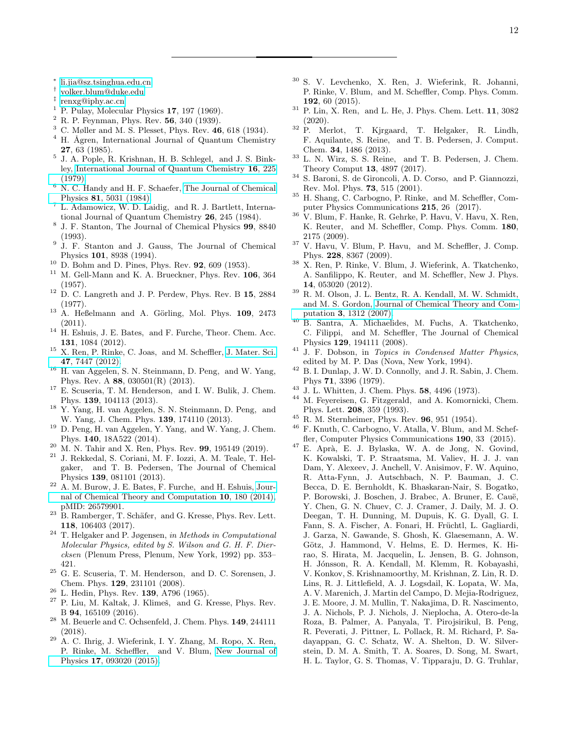---

[*] li.jia@sz.tsinghua.edu.cn

[†] volker.blum@duke.edu

[‡] renxg@iphy.ac.cn

[1] P. Pulay, Molecular Physics **17**, 197 (1969).

[2] R. P. Feynman, Phys. Rev. **56**, 340 (1939).

[3] C. Møller and M. S. Plesset, Phys. Rev. **46**, 618 (1934).

[4] H. Ågren, International Journal of Quantum Chemistry **27**, 63 (1985).

[5] J. A. Pople, R. Krishnan, H. B. Schlegel, and J. S. Binkley, International Journal of Quantum Chemistry **16**, 225 (1979).

[6] N. C. Handy and H. F. Schaefer, The Journal of Chemical Physics **81**, 5031 (1984).

[7] L. Adamowicz, W. D. Laidig, and R. J. Bartlett, International Journal of Quantum Chemistry **26**, 245 (1984).

[8] J. F. Stanton, The Journal of Chemical Physics **99**, 8840 (1993).

[9] J. F. Stanton and J. Gauss, The Journal of Chemical Physics **101**, 8938 (1994).

[10] D. Bohm and D. Pines, Phys. Rev. **92**, 609 (1953).

[11] M. Gell-Mann and K. A. Brueckner, Phys. Rev. **106**, 364 (1957).

[12] D. C. Langreth and J. P. Perdew, Phys. Rev. B **15**, 2884 (1977).

[13] A. Heßelmann and A. Görling, Mol. Phys. **109**, 2473 (2011).

[14] H. Eshuis, J. E. Bates, and F. Furche, Theor. Chem. Acc. **131**, 1084 (2012).

[15] X. Ren, P. Rinke, C. Joas, and M. Scheffler, J. Mater. Sci. **47**, 7447 (2012).

[16] H. van Aggelen, S. N. Steinmann, D. Peng, and W. Yang, Phys. Rev. A **88**, 030501(R) (2013).

[17] E. Scuseria, T. M. Henderson, and I. W. Bulik, J. Chem. Phys. **139**, 104113 (2013).

[18] Y. Yang, H. van Aggelen, S. N. Steinmann, D. Peng, and W. Yang, J. Chem. Phys. **139**, 174110 (2013).

[19] D. Peng, H. van Aggelen, Y. Yang, and W. Yang, J. Chem. Phys. **140**, 18A522 (2014).

[20] M. N. Tahir and X. Ren, Phys. Rev. **99**, 195149 (2019).

[21] J. Rekkedal, S. Coriani, M. F. Iozzi, A. M. Teale, T. Helgaker, and T. B. Pedersen, The Journal of Chemical Physics **139**, 081101 (2013).

[22] A. M. Burow, J. E. Bates, F. Furche, and H. Eshuis, Journal of Chemical Theory and Computation **10**, 180 (2014), pMID: 26579901.

[23] B. Ramberger, T. Schäfer, and G. Kresse, Phys. Rev. Lett. **118**, 106403 (2017).

[24] T. Helgaker and P. Jøgensen, *in Methods in Computational Molecular Physics, edited by S. Wilson and G. H. F. Diercksen* (Plenum Press, Plenum, New York, 1992) pp. 353–421.

[25] G. E. Scuseria, T. M. Henderson, and D. C. Sorensen, J. Chem. Phys. **129**, 231101 (2008).

[26] L. Hedin, Phys. Rev. **139**, A796 (1965).

[27] P. Liu, M. Kaltak, J. Klimeš, and G. Kresse, Phys. Rev. B **94**, 165109 (2016).

[28] M. Beuerle and C. Ochsenfeld, J. Chem. Phys. **149**, 244111 (2018).

[29] A. C. Ihrig, J. Wieferink, I. Y. Zhang, M. Ropo, X. Ren, P. Rinke, M. Scheffler, and V. Blum, New Journal of Physics **17**, 093020 (2015).

[30] S. V. Levchenko, X. Ren, J. Wieferink, R. Johanni, P. Rinke, V. Blum, and M. Scheffler, Comp. Phys. Comm. **192**, 60 (2015).

[31] P. Lin, X. Ren, and L. He, J. Phys. Chem. Lett. **11**, 3082 (2020).

[32] P. Merlot, T. Kjrgaard, T. Helgaker, R. Lindh, F. Aquilante, S. Reine, and T. B. Pedersen, J. Comput. Chem. **34**, 1486 (2013).

[33] L. N. Wirz, S. S. Reine, and T. B. Pedersen, J. Chem. Theory Comput **13**, 4897 (2017).

[34] S. Baroni, S. de Gironcoli, A. D. Corso, and P. Giannozzi, Rev. Mol. Phys. **73**, 515 (2001).

[35] H. Shang, C. Carbogno, P. Rinke, and M. Scheffler, Computer Physics Communications **215**, 26 (2017).

[36] V. Blum, F. Hanke, R. Gehrke, P. Havu, V. Havu, X. Ren, K. Reuter, and M. Scheffler, Comp. Phys. Comm. **180**, 2175 (2009).

[37] V. Havu, V. Blum, P. Havu, and M. Scheffler, J. Comp. Phys. **228**, 8367 (2009).

[38] X. Ren, P. Rinke, V. Blum, J. Wieferink, A. Tkatchenko, A. Sanfilippo, K. Reuter, and M. Scheffler, New J. Phys. **14**, 053020 (2012).

[39] R. M. Olson, J. L. Bentz, R. A. Kendall, M. W. Schmidt, and M. S. Gordon, Journal of Chemical Theory and Computation **3**, 1312 (2007).

[40] B. Santra, A. Michaelides, M. Fuchs, A. Tkatchenko, C. Filippi, and M. Scheffler, The Journal of Chemical Physics **129**, 194111 (2008).

[41] J. F. Dobson, in *Topics in Condensed Matter Physics*, edited by M. P. Das (Nova, New York, 1994).

[42] B. I. Dunlap, J. W. D. Connolly, and J. R. Sabin, J. Chem. Phys **71**, 3396 (1979).

[43] J. L. Whitten, J. Chem. Phys. **58**, 4496 (1973).

[44] M. Feyereisen, G. Fitzgerald, and A. Komornicki, Chem. Phys. Lett. **208**, 359 (1993).

[45] R. M. Sternheimer, Phys. Rev. **96**, 951 (1954).

[46] F. Knuth, C. Carbogno, V. Atalla, V. Blum, and M. Scheffler, Computer Physics Communications **190**, 33 (2015).

[47] E. Aprà, E. J. Bylaska, W. A. de Jong, N. Govind, K. Kowalski, T. P. Straatsma, M. Valiev, H. J. J. van Dam, Y. Alexeev, J. Anchell, V. Anisimov, F. W. Aquino, R. Atta-Fynn, J. Autschbach, N. P. Bauman, J. C. Becca, D. E. Bernholdt, K. Bhaskaran-Nair, S. Bogatko, P. Borowski, J. Boschen, J. Brabec, A. Bruner, E. Cauë, Y. Chen, G. N. Chuev, C. J. Cramer, J. Daily, M. J. O. Deegan, T. H. Dunning, M. Dupuis, K. G. Dyall, G. I. Fann, S. A. Fischer, A. Fonari, H. Früchtl, L. Gagliardi, J. Garza, N. Gawande, S. Ghosh, K. Glaesemann, A. W. Götz, J. Hammond, V. Helms, E. D. Hermes, K. Hirao, S. Hirata, M. Jacquelin, L. Jensen, B. G. Johnson, H. Jónsson, R. A. Kendall, M. Klemm, R. Kobayashi, V. Konkov, S. Krishnamoorthy, M. Krishnan, Z. Lin, R. D. Lins, R. J. Littlefield, A. J. Logsdail, K. Lopata, W. Ma, A. V. Marenich, J. Martin del Campo, D. Mejia-Rodriguez, J. E. Moore, J. M. Mullin, T. Nakajima, D. R. Nascimento, J. A. Nichols, P. J. Nichols, J. Nieplocha, A. Otero-de-la Roza, B. Palmer, A. Panyala, T. Pirojsirikul, B. Peng, R. Peverati, J. Pittner, L. Pollack, R. M. Richard, P. Sadayappan, G. C. Schatz, W. A. Shelton, D. W. Silverstein, D. M. A. Smith, T. A. Soares, D. Song, M. Swart, H. L. Taylor, G. S. Thomas, V. Tipparaju, D. G. Truhlar,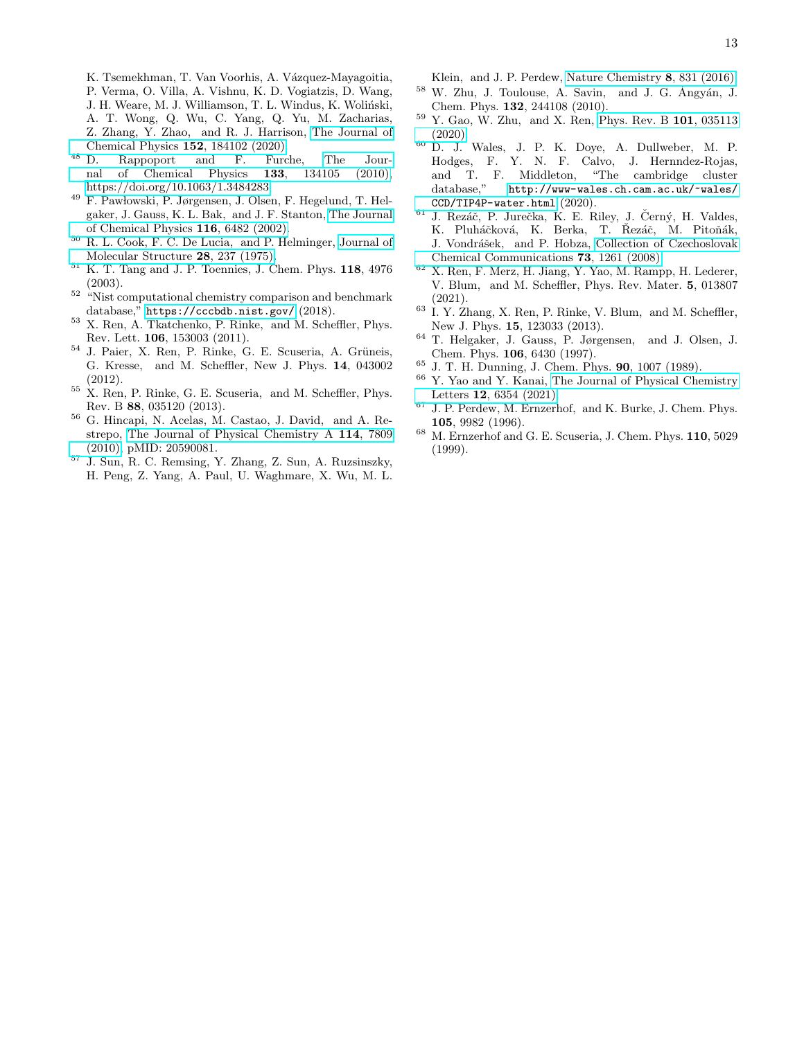K. Tsemekhman, T. Van Voorhis, A. Vázquez-Mayagoitia, P. Verma, O. Villa, A. Vishnu, K. D. Vogiatzis, D. Wang, J. H. Weare, M. J. Williamson, T. L. Windus, K. Woliński, A. T. Wong, Q. Wu, C. Yang, Q. Yu, M. Zacharias, Z. Zhang, Y. Zhao, and R. J. Harrison, The Journal of Chemical Physics **152**, 184102 (2020).

[48] D. Rappoport and F. Furche, The Journal of Chemical Physics **133**, 134105 (2010), https://doi.org/10.1063/1.3484283.

[49] F. Pawłowski, P. Jørgensen, J. Olsen, F. Hegelund, T. Helgaker, J. Gauss, K. L. Bak, and J. F. Stanton, The Journal of Chemical Physics **116**, 6482 (2002).

[50] R. L. Cook, F. C. De Lucia, and P. Helminger, Journal of Molecular Structure **28**, 237 (1975).

[51] K. T. Tang and J. P. Toennies, J. Chem. Phys. **118**, 4976 (2003).

[52] "Nist computational chemistry comparison and benchmark database," `https://cccbdb.nist.gov/` (2018).

[53] X. Ren, A. Tkatchenko, P. Rinke, and M. Scheffler, Phys. Rev. Lett. **106**, 153003 (2011).

[54] J. Paier, X. Ren, P. Rinke, G. E. Scuseria, A. Grüneis, G. Kresse, and M. Scheffler, New J. Phys. **14**, 043002 (2012).

[55] X. Ren, P. Rinke, G. E. Scuseria, and M. Scheffler, Phys. Rev. B **88**, 035120 (2013).

[56] G. Hincapi, N. Acelas, M. Castao, J. David, and A. Restrepo, The Journal of Physical Chemistry A **114**, 7809 (2010), pMID: 20590081.

[57] J. Sun, R. C. Remsing, Y. Zhang, Z. Sun, A. Ruzsinszky, H. Peng, Z. Yang, A. Paul, U. Waghmare, X. Wu, M. L. Klein, and J. P. Perdew, Nature Chemistry **8**, 831 (2016).

[58] W. Zhu, J. Toulouse, A. Savin, and J. G. Ángyán, J. Chem. Phys. **132**, 244108 (2010).

[59] Y. Gao, W. Zhu, and X. Ren, Phys. Rev. B **101**, 035113 (2020).

[60] D. J. Wales, J. P. K. Doye, A. Dullweber, M. P. Hodges, F. Y. N. F. Calvo, J. Hernndez-Rojas, and T. F. Middleton, "The cambridge cluster database," `http://www-wales.ch.cam.ac.uk/~wales/CCD/TIP4P-water.html` (2020).

[61] J. Řezáč, P. Jurečka, K. E. Riley, J. Černý, H. Valdes, K. Pluháčková, K. Berka, T. Řezáč, M. Pitoňák, J. Vondrášek, and P. Hobza, Collection of Czechoslovak Chemical Communications **73**, 1261 (2008).

[62] X. Ren, F. Merz, H. Jiang, Y. Yao, M. Rampp, H. Lederer, V. Blum, and M. Scheffler, Phys. Rev. Mater. **5**, 013807 (2021).

[63] I. Y. Zhang, X. Ren, P. Rinke, V. Blum, and M. Scheffler, New J. Phys. **15**, 123033 (2013).

[64] T. Helgaker, J. Gauss, P. Jørgensen, and J. Olsen, J. Chem. Phys. **106**, 6430 (1997).

[65] J. T. H. Dunning, J. Chem. Phys. **90**, 1007 (1989).

[66] Y. Yao and Y. Kanai, The Journal of Physical Chemistry Letters **12**, 6354 (2021).

[67] J. P. Perdew, M. Ernzerhof, and K. Burke, J. Chem. Phys. **105**, 9982 (1996).

[68] M. Ernzerhof and G. E. Scuseria, J. Chem. Phys. **110**, 5029 (1999).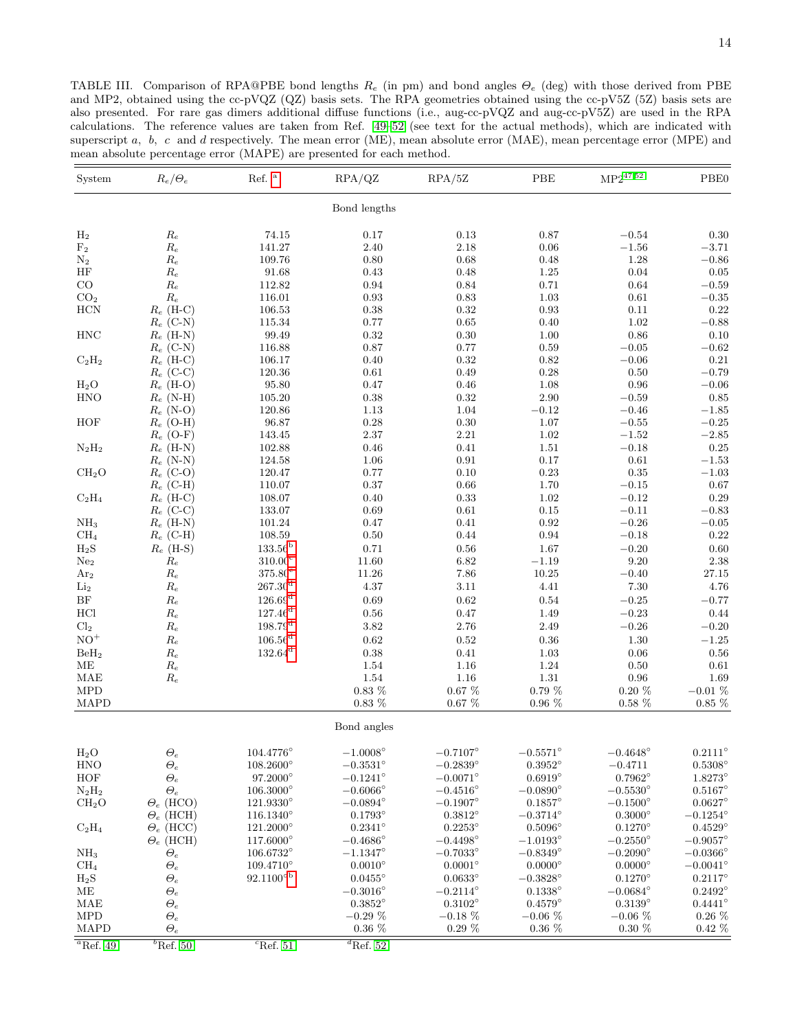TABLE III. Comparison of RPA@PBE bond lengths $R_e$ (in pm) and bond angles $\Theta_e$ (deg) with those derived from PBE and MP2, obtained using the cc-pVQZ (QZ) basis sets. The RPA geometries obtained using the cc-pV5Z (5Z) basis sets are also presented. For rare gas dimers additional diffuse functions (i.e., aug-cc-pVQZ and aug-cc-pV5Z) are used in the RPA calculations. The reference values are taken from Ref. [49–52] (see text for the actual methods), which are indicated with superscript $a$, $b$, $c$ and $d$ respectively. The mean error (ME), mean absolute error (MAE), mean percentage error (MPE) and mean absolute percentage error (MAPE) are presented for each method.

| System | $R_e/\Theta_e$ | Ref. [a] | RPA/QZ | RPA/5Z | PBE | MP2[47,52] | PBE0 |
|---|---|---|---|---|---|---|---|
| | | | Bond lengths | | | | |
| $H_2$ | $R_e$ | 74.15 | 0.17 | 0.13 | 0.87 | −0.54 | 0.30 |
| $F_2$ | $R_e$ | 141.27 | 2.40 | 2.18 | 0.06 | −1.56 | −3.71 |
| $N_2$ | $R_e$ | 109.76 | 0.80 | 0.68 | 0.48 | 1.28 | −0.86 |
| HF | $R_e$ | 91.68 | 0.43 | 0.48 | 1.25 | 0.04 | 0.05 |
| CO | $R_e$ | 112.82 | 0.94 | 0.84 | 0.71 | 0.64 | −0.59 |
| $CO_2$ | $R_e$ | 116.01 | 0.93 | 0.83 | 1.03 | 0.61 | −0.35 |
| HCN | $R_e$ (H-C) | 106.53 | 0.38 | 0.32 | 0.93 | 0.11 | 0.22 |
| | $R_e$ (C-N) | 115.34 | 0.77 | 0.65 | 0.40 | 1.02 | −0.88 |
| HNC | $R_e$ (H-N) | 99.49 | 0.32 | 0.30 | 1.00 | 0.86 | 0.10 |
| | $R_e$ (C-N) | 116.88 | 0.87 | 0.77 | 0.59 | −0.05 | −0.62 |
| $C_2H_2$ | $R_e$ (H-C) | 106.17 | 0.40 | 0.32 | 0.82 | −0.06 | 0.21 |
| | $R_e$ (C-C) | 120.36 | 0.61 | 0.49 | 0.28 | 0.50 | −0.79 |
| $H_2O$ | $R_e$ (H-O) | 95.80 | 0.47 | 0.46 | 1.08 | 0.96 | −0.06 |
| HNO | $R_e$ (N-H) | 105.20 | 0.38 | 0.32 | 2.90 | −0.59 | 0.85 |
| | $R_e$ (N-O) | 120.86 | 1.13 | 1.04 | −0.12 | −0.46 | −1.85 |
| HOF | $R_e$ (O-H) | 96.87 | 0.28 | 0.30 | 1.07 | −0.55 | −0.25 |
| | $R_e$ (O-F) | 143.45 | 2.37 | 2.21 | 1.02 | −1.52 | −2.85 |
| $N_2H_2$ | $R_e$ (H-N) | 102.88 | 0.46 | 0.41 | 1.51 | −0.18 | 0.25 |
| | $R_e$ (N-N) | 124.58 | 1.06 | 0.91 | 0.17 | 0.61 | −1.53 |
| $CH_2O$ | $R_e$ (C-O) | 120.47 | 0.77 | 0.10 | 0.23 | 0.35 | −1.03 |
| | $R_e$ (C-H) | 110.07 | 0.37 | 0.66 | 1.70 | −0.15 | 0.67 |
| $C_2H_4$ | $R_e$ (H-C) | 108.07 | 0.40 | 0.33 | 1.02 | −0.12 | 0.29 |
| | $R_e$ (C-C) | 133.07 | 0.69 | 0.61 | 0.15 | −0.11 | −0.83 |
| $NH_3$ | $R_e$ (H-N) | 101.24 | 0.47 | 0.41 | 0.92 | −0.26 | −0.05 |
| $CH_4$ | $R_e$ (C-H) | 108.59 | 0.50 | 0.44 | 0.94 | −0.18 | 0.22 |
| $H_2S$ | $R_e$ (H-S) | 133.56[b] | 0.71 | 0.56 | 1.67 | −0.20 | 0.60 |
| $Ne_2$ | $R_e$ | 310.00[c] | 11.60 | 6.82 | −1.19 | 9.20 | 2.38 |
| $Ar_2$ | $R_e$ | 375.80[c] | 11.26 | 7.86 | 10.25 | −0.40 | 27.15 |
| $Li_2$ | $R_e$ | 267.30[d] | 4.37 | 3.11 | 4.41 | 7.30 | 4.76 |
| BF | $R_e$ | 126.69[d] | 0.69 | 0.62 | 0.54 | −0.25 | −0.77 |
| HCl | $R_e$ | 127.46[d] | 0.56 | 0.47 | 1.49 | −0.23 | 0.44 |
| $Cl_2$ | $R_e$ | 198.79[d] | 3.82 | 2.76 | 2.49 | −0.26 | −0.20 |
| $NO^+$ | $R_e$ | 106.56[d] | 0.62 | 0.52 | 0.36 | 1.30 | −1.25 |
| $BeH_2$ | $R_e$ | 132.64[d] | 0.38 | 0.41 | 1.03 | 0.06 | 0.56 |
| ME | $R_e$ | | 1.54 | 1.16 | 1.24 | 0.50 | 0.61 |
| MAE | $R_e$ | | 1.54 | 1.16 | 1.31 | 0.96 | 1.69 |
| MPD | | | 0.83 % | 0.67 % | 0.79 % | 0.20 % | −0.01 % |
| MAPD | | | 0.83 % | 0.67 % | 0.96 % | 0.58 % | 0.85 % |
| | | | Bond angles | | | | |
| $H_2O$ | $\Theta_e$ | 104.4776° | −1.0008° | −0.7107° | −0.5571° | −0.4648° | 0.2111° |
| HNO | $\Theta_e$ | 108.2600° | −0.3531° | −0.2839° | 0.3952° | −0.4711 | 0.5308° |
| HOF | $\Theta_e$ | 97.2000° | −0.1241° | −0.0071° | 0.6919° | 0.7962° | 1.8273° |
| $N_2H_2$ | $\Theta_e$ | 106.3000° | −0.6066° | −0.4516° | −0.0890° | −0.5530° | 0.5167° |
| $CH_2O$ | $\Theta_e$ (HCO) | 121.9330° | −0.0894° | −0.1907° | 0.1857° | −0.1500° | 0.0627° |
| | $\Theta_e$ (HCH) | 116.1340° | 0.1793° | 0.3812° | −0.3714° | 0.3000° | −0.1254° |
| $C_2H_4$ | $\Theta_e$ (HCC) | 121.2000° | 0.2341° | 0.2253° | 0.5096° | 0.1270° | 0.4529° |
| | $\Theta_e$ (HCH) | 117.6000° | −0.4686° | −0.4498° | −1.0193° | −0.2550° | −0.9057° |
| $NH_3$ | $\Theta_e$ | 106.6732° | −1.1347° | −0.7033° | −0.8349° | −0.2090° | −0.0366° |
| $CH_4$ | $\Theta_e$ | 109.4710° | 0.0010° | 0.0001° | 0.0000° | 0.0000° | −0.0041° |
| $H_2S$ | $\Theta_e$ | 92.1100°[b] | 0.0455° | 0.0633° | −0.3828° | 0.1270° | 0.2117° |
| ME | $\Theta_e$ | | −0.3016° | −0.2114° | 0.1338° | −0.0684° | 0.2492° |
| MAE | $\Theta_e$ | | 0.3852° | 0.3102° | 0.4579° | 0.3139° | 0.4441° |
| MPD | $\Theta_e$ | | −0.29 % | −0.18 % | −0.06 % | −0.06 % | 0.26 % |
| MAPD | $\Theta_e$ | | 0.36 % | 0.29 % | 0.36 % | 0.30 % | 0.42 % |

[a] Ref. [49] [b] Ref. [50] [c] Ref. [51] [d] Ref. [52]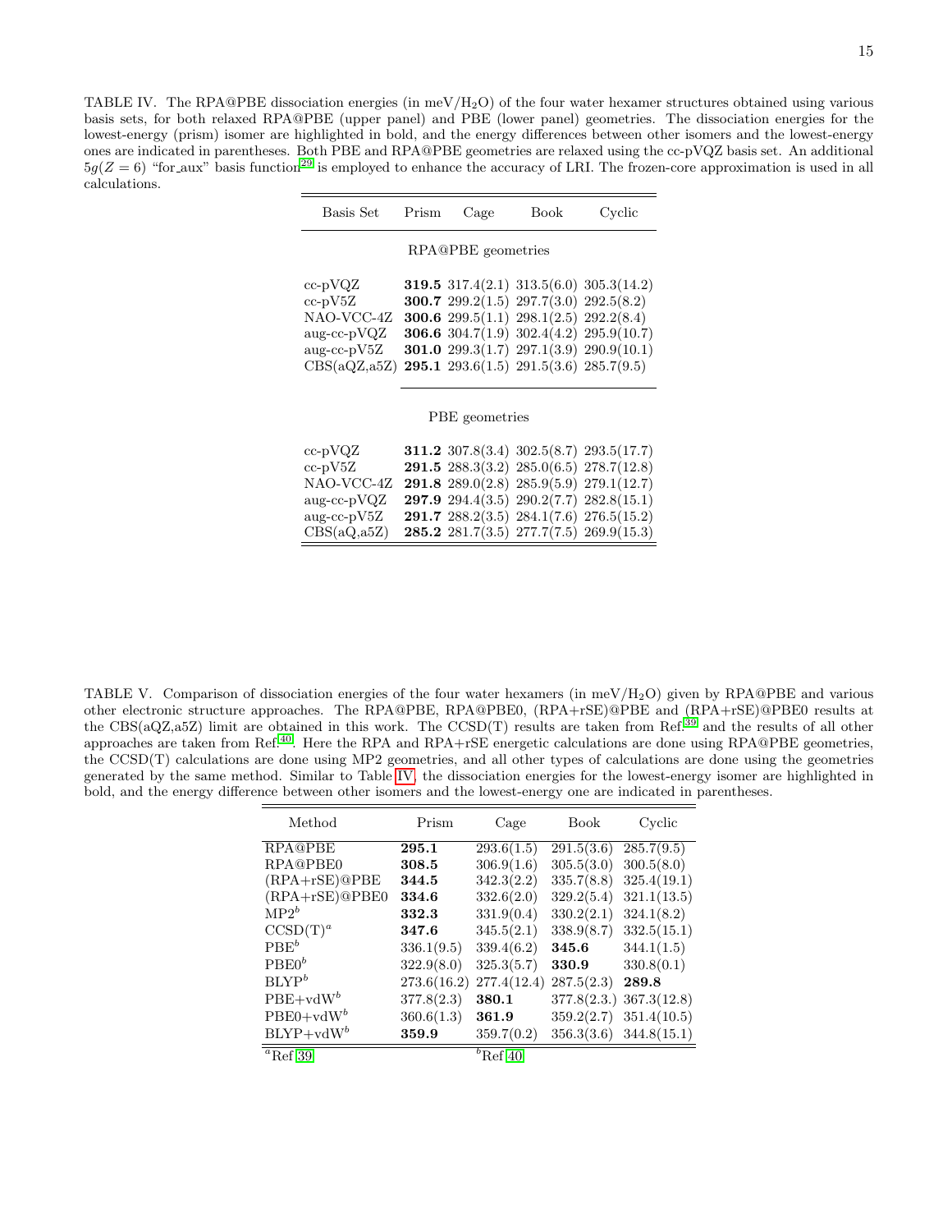TABLE IV. The RPA@PBE dissociation energies (in meV/$H_2O$) of the four water hexamer structures obtained using various basis sets, for both relaxed RPA@PBE (upper panel) and PBE (lower panel) geometries. The dissociation energies for the lowest-energy (prism) isomer are highlighted in bold, and the energy differences between other isomers and the lowest-energy ones are indicated in parentheses. Both PBE and RPA@PBE geometries are relaxed using the cc-pVQZ basis set. An additional $5g(Z=6)$ "for_aux" basis function[29] is employed to enhance the accuracy of LRI. The frozen-core approximation is used in all calculations.

| Basis Set | Prism | Cage | Book | Cyclic |
|---|---|---|---|---|
| RPA@PBE geometries | | | | |
| cc-pVQZ | **319.5** | 317.4(2.1) | 313.5(6.0) | 305.3(14.2) |
| cc-pV5Z | **300.7** | 299.2(1.5) | 297.7(3.0) | 292.5(8.2) |
| NAO-VCC-4Z | **300.6** | 299.5(1.1) | 298.1(2.5) | 292.2(8.4) |
| aug-cc-pVQZ | **306.6** | 304.7(1.9) | 302.4(4.2) | 295.9(10.7) |
| aug-cc-pV5Z | **301.0** | 299.3(1.7) | 297.1(3.9) | 290.9(10.1) |
| CBS(aQZ,a5Z) | **295.1** | 293.6(1.5) | 291.5(3.6) | 285.7(9.5) |
| PBE geometries | | | | |
| cc-pVQZ | **311.2** | 307.8(3.4) | 302.5(8.7) | 293.5(17.7) |
| cc-pV5Z | **291.5** | 288.3(3.2) | 285.0(6.5) | 278.7(12.8) |
| NAO-VCC-4Z | **291.8** | 289.0(2.8) | 285.9(5.9) | 279.1(12.7) |
| aug-cc-pVQZ | **297.9** | 294.4(3.5) | 290.2(7.7) | 282.8(15.1) |
| aug-cc-pV5Z | **291.7** | 288.2(3.5) | 284.1(7.6) | 276.5(15.2) |
| CBS(aQ,a5Z) | **285.2** | 281.7(3.5) | 277.7(7.5) | 269.9(15.3) |

TABLE V. Comparison of dissociation energies of the four water hexamers (in meV/$H_2O$) given by RPA@PBE and various other electronic structure approaches. The RPA@PBE, RPA@PBE0, (RPA+rSE)@PBE and (RPA+rSE)@PBE0 results at the CBS(aQZ,a5Z) limit are obtained in this work. The CCSD(T) results are taken from Ref.[39] and the results of all other approaches are taken from Ref.[40]. Here the RPA and RPA+rSE energetic calculations are done using RPA@PBE geometries, the CCSD(T) calculations are done using MP2 geometries, and all other types of calculations are done using the geometries generated by the same method. Similar to Table IV, the dissociation energies for the lowest-energy isomer are highlighted in bold, and the energy difference between other isomers and the lowest-energy one are indicated in parentheses.

| Method | Prism | Cage | Book | Cyclic |
|---|---|---|---|---|
| RPA@PBE | **295.1** | 293.6(1.5) | 291.5(3.6) | 285.7(9.5) |
| RPA@PBE0 | **308.5** | 306.9(1.6) | 305.5(3.0) | 300.5(8.0) |
| (RPA+rSE)@PBE | **344.5** | 342.3(2.2) | 335.7(8.8) | 325.4(19.1) |
| (RPA+rSE)@PBE0 | **334.6** | 332.6(2.0) | 329.2(5.4) | 321.1(13.5) |
| MP2[b] | **332.3** | 331.9(0.4) | 330.2(2.1) | 324.1(8.2) |
| CCSD(T)[a] | **347.6** | 345.5(2.1) | 338.9(8.7) | 332.5(15.1) |
| PBE[b] | 336.1(9.5) | 339.4(6.2) | **345.6** | 344.1(1.5) |
| PBE0[b] | 322.9(8.0) | 325.3(5.7) | **330.9** | 330.8(0.1) |
| BLYP[b] | 273.6(16.2) | 277.4(12.4) | 287.5(2.3) | **289.8** |
| PBE+vdW[b] | 377.8(2.3) | **380.1** | 377.8(2.3.) | 367.3(12.8) |
| PBE0+vdW[b] | 360.6(1.3) | **361.9** | 359.2(2.7) | 351.4(10.5) |
| BLYP+vdW[b] | **359.9** | 359.7(0.2) | 356.3(3.6) | 344.8(15.1) |

[a] Ref.39 [b] Ref.40